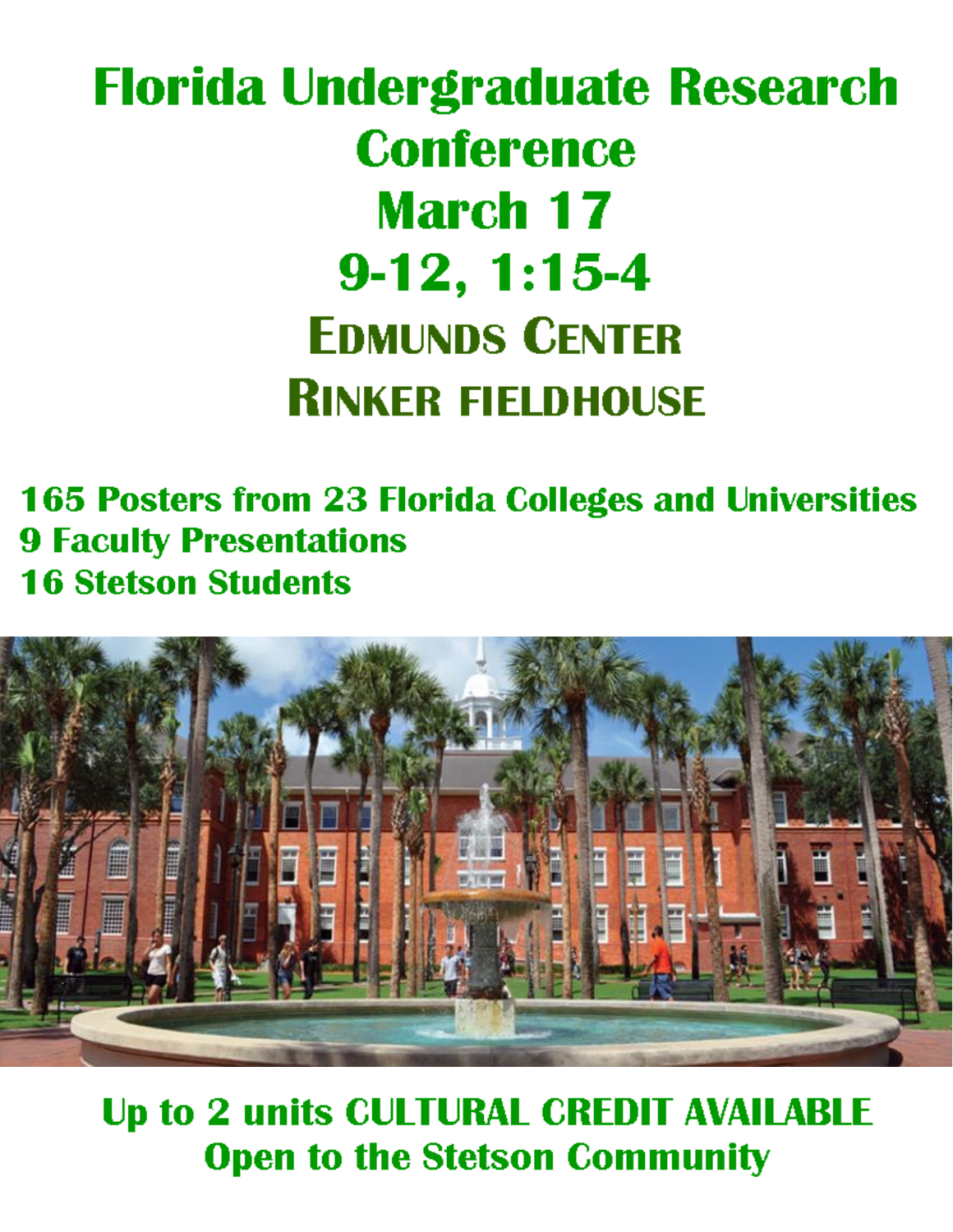# Florida Undergraduate Research Conference

## March 17

## 9-12, 1:15-4

## Edmunds Center

## Rinker Fieldhouse

**165 Posters from 23 Florida Colleges and Universities**
**9 Faculty Presentations**
**16 Stetson Students**

**Up to 2 units CULTURAL CREDIT AVAILABLE**
**Open to the Stetson Community**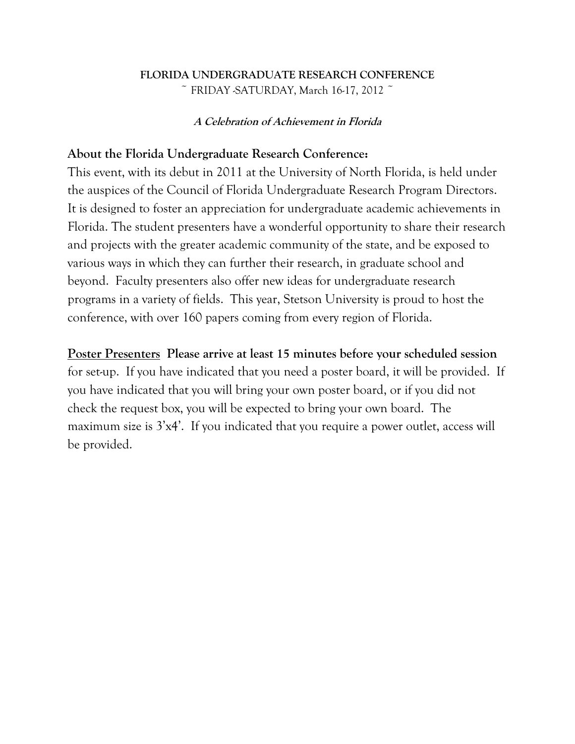**FLORIDA UNDERGRADUATE RESEARCH CONFERENCE**

~ FRIDAY -SATURDAY, March 16-17, 2012 ~

***A Celebration of Achievement in Florida***

## About the Florida Undergraduate Research Conference:

This event, with its debut in 2011 at the University of North Florida, is held under the auspices of the Council of Florida Undergraduate Research Program Directors. It is designed to foster an appreciation for undergraduate academic achievements in Florida. The student presenters have a wonderful opportunity to share their research and projects with the greater academic community of the state, and be exposed to various ways in which they can further their research, in graduate school and beyond. Faculty presenters also offer new ideas for undergraduate research programs in a variety of fields. This year, Stetson University is proud to host the conference, with over 160 papers coming from every region of Florida.

**Poster Presenters** **Please arrive at least 15 minutes before your scheduled session** for set-up. If you have indicated that you need a poster board, it will be provided. If you have indicated that you will bring your own poster board, or if you did not check the request box, you will be expected to bring your own board. The maximum size is 3'x4'. If you indicated that you require a power outlet, access will be provided.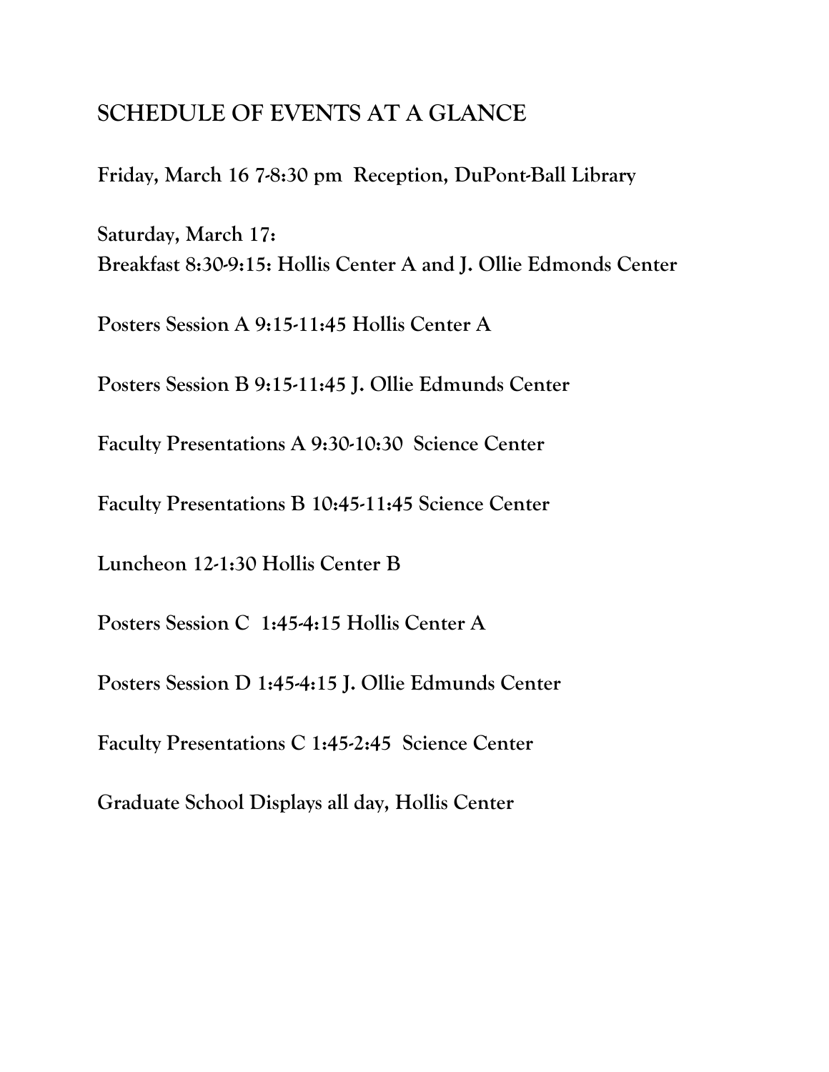## SCHEDULE OF EVENTS AT A GLANCE

**Friday, March 16 7-8:30 pm Reception, DuPont-Ball Library**

**Saturday, March 17:**
**Breakfast 8:30-9:15: Hollis Center A and J. Ollie Edmonds Center**

**Posters Session A 9:15-11:45 Hollis Center A**

**Posters Session B 9:15-11:45 J. Ollie Edmunds Center**

**Faculty Presentations A 9:30-10:30 Science Center**

**Faculty Presentations B 10:45-11:45 Science Center**

**Luncheon 12-1:30 Hollis Center B**

**Posters Session C 1:45-4:15 Hollis Center A**

**Posters Session D 1:45-4:15 J. Ollie Edmunds Center**

**Faculty Presentations C 1:45-2:45 Science Center**

**Graduate School Displays all day, Hollis Center**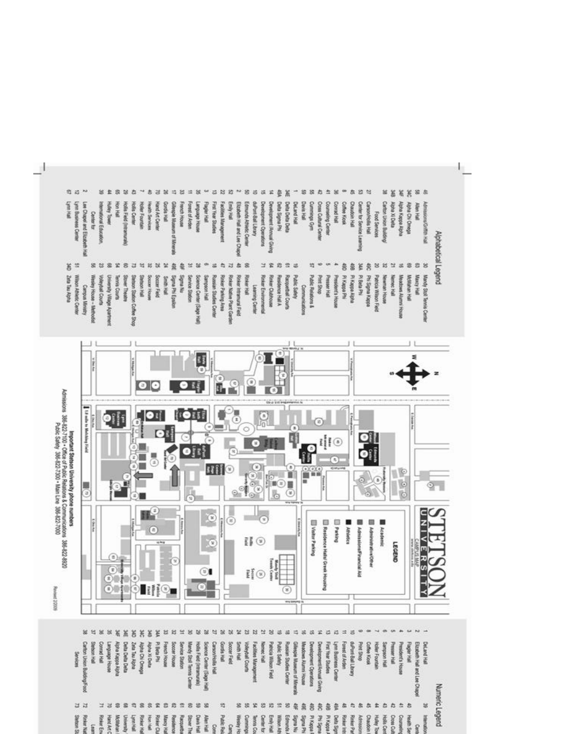# Stetson University Campus Map

## Alphabetical Legend

| No. | Name | No. | Name |
|---|---|---|---|
| 46 | Admissions/Griffith Hall | 30 | Mandy Stoll Tennis Center |
| 58 | Allen Hall | 63 | Maxcy Hall |
| 34C | Alpha Chi Omega | 69 | McMahan Hall |
| 34F | Alpha Kappa Alpha | 16 | Meadows Alumni House |
| 34B | Alpha Xi Delta | 21 | Nemec Hall |
| 38 | Carlton Union Building/ Food Services | 32 | Newman House |
| 27 | Cancro/Hollis Hall | 20 | Patricia Wilson Field |
| 53 | Center for Service Learning | 49C | Phi Sigma Kappa |
| 45 | Chaudoin Hall | 34A | Pi Beta Phi |
| 8 | Coffee Kiosk | 49B | Pi Kappa Alpha |
| 36 | Conrad Hall | 49D | Pi Kappa Phi |
| 41 | Counseling Center | 4 | President's House |
| 42 | Cross Cultural Center | 5 | Presser Hall |
| 55 | Cummings Gym | 9 | Print Shop |
| 59 | Davis Hall | 57 | Public Relations & Communications |
| 1 | DeLand Hall | 19 | Public Safety |
| 34E | Delta Delta Delta | 61 | Racquetball Courts |
| 49A | Delta Sigma Phi | 62 | Residence Hall A |
| 14 | Development /Annual Giving | 64 | Rinker Clubhouse |
| 15 | Development Operations | 71 | Rinker Environmental Learning Center |
| 10 | duPont-Ball Library | 66 | Rinker Hall |
| 50 | Edmunds Athletic Center | 48 | Rinker Intramural Field |
| 2 | Elizabeth Hall and Lee Chapel | 72 | Rinker Native Plant Garden |
| 52 | Emily Hall | 47 | Rinker Parking Area |
| 22 | Facilities Management | 18 | Russian Studies Center |
| 13 | First Year Studies | 6 | Sampson Hall |
| 3 | Flagler Hall | 28 | Science Center (Sage Hall) |
| 35 | Language House | 31 | Service Station |
| 11 | Forest of Arden | 49F | Sigma Nu |
| 33 | French House | 49E | Sigma Phi Epsilon |
| 17 | Gillespie Museum of Minerals | 24 | Smith Hall |
| 26 | Gordis Hall | 25 | Soccer Field |
| 70 | Hand Art Center | 32 | Soccer House |
| 40 | Health Services | 37 | Stetson Hall |
| 7 | Holler Fountain | 73 | Stetson Station Coffee Shop |
| 43 | Hollis Center | 60 | Stover Theatre |
| 29 | Hollis Field (Intramurals) | 54 | Tennis Courts |
| 65 | Hon Hall | 68 | University Village Apartments |
| 44 | Hulley Tower | 23 | Volleyball Courts |
| 39 | International Education, Center for | 56 | Wesley House – Methodist Campus Ministry |
| 2 | Lee Chapel and Elizabeth Hall | 51 | Wilson Athletic Center |
| 12 | Lynn Business Center | 34D | Zeta Tau Alpha |
| 67 | Lynn Hall | | |

## Legend

- Academic
- Administrative/Other
- Admissions/Financial Aid
- Athletics
- Residence Hall/ Greek Housing
- Parking
- Visitor Parking

1.8 mile to Melching Field

**Important Stetson University phone numbers**

Admissions 386-822-7100 • Office of Public Relations & Communications 386-822-8920
Public Safety 386-822-7300 • Main Line 386-822-7000

Revised 2/2009

## Numeric Legend

| No. | Name | No. | Name |
|---|---|---|---|
| 1 | DeLand Hall | 39 | Internation... |
| 2 | Elizabeth Hall and Lee Chapel | 40 | Health Se... |
| 3 | Flagler Hall | 41 | Counselin... |
| 4 | President's House | 42 | Cross Cu... |
| 5 | Presser Hall | 43 | Hollis Cen... |
| 6 | Sampson Hall | 44 | Hulley To... |
| 7 | Holler Fountain | 45 | Chaudoin H... |
| 8 | Coffee Kiosk | 46 | Admission... |
| 9 | Print Shop | 47 | Rinker Par... |
| 10 | duPont-Ball Library | 48 | Rinker Intr... |
| 11 | Forest of Arden | 49A | Delta Sigm... |
| 12 | Lynn Business Center | 49B | Pi Kappa A... |
| 13 | First Year Studies | 49C | Phi Sigma... |
| 14 | Development/Annual Giving | 49D | Pi Kappa P... |
| 15 | Development Operations | 49E | Sigma Phi... |
| 16 | Meadows Alumni House | 49F | Sigma Nu |
| 17 | Gillespie Museum of Minerals | 50 | Edmunds A... |
| 18 | Russian Studies Center | 51 | Wilson Ath... |
| 19 | Public Safety | 52 | Emily Hall |
| 20 | Patricia Wilson Field | 53 | Center for... |
| 21 | Nemec Hall | 54 | Tennis Co... |
| 22 | Facilities Management | 55 | Cummings... |
| 23 | Volleyball Courts | 56 | Wesley Ho... Camp... |
| 24 | Smith Hall | 57 | Public Rel... Com... |
| 25 | Soccer Field | 58 | Allen Hall |
| 26 | Gordis Hall | 59 | Davis Hall |
| 27 | Cancro/Hollis Hall | 60 | Stover The... |
| 28 | Science Center (Sage Hall) | 61 | Racquetba... |
| 29 | Hollis Field (Intramurals) | 62 | Residence... |
| 30 | Mandy Stoll Tennis Center | 63 | Maxcy Hall |
| 31 | Service Station | 64 | Rinker Clu... |
| 32 | Soccer House | 65 | Hon Hall |
| 33 | French House | 66 | Rinker Hal... |
| 34A | Pi Beta Phi | 67 | Lynn Hall |
| 34B | Alpha Xi Delta | 68 | University... |
| 34C | Alpha Chi Omega | 69 | McMahan H... |
| 34D | Zeta Tau Alpha | 70 | Hand Art C... |
| 34E | Delta Delta Delta | 71 | Rinker En... Lear... |
| 34F | Alpha Kappa Alpha | 72 | Rinker Na... |
| 35 | Language House | 73 | Stetson St... |
| 36 | Conrad Hall | | |
| 37 | Stetson Hall | | |
| 38 | Carlton Union Building/Food Services | | |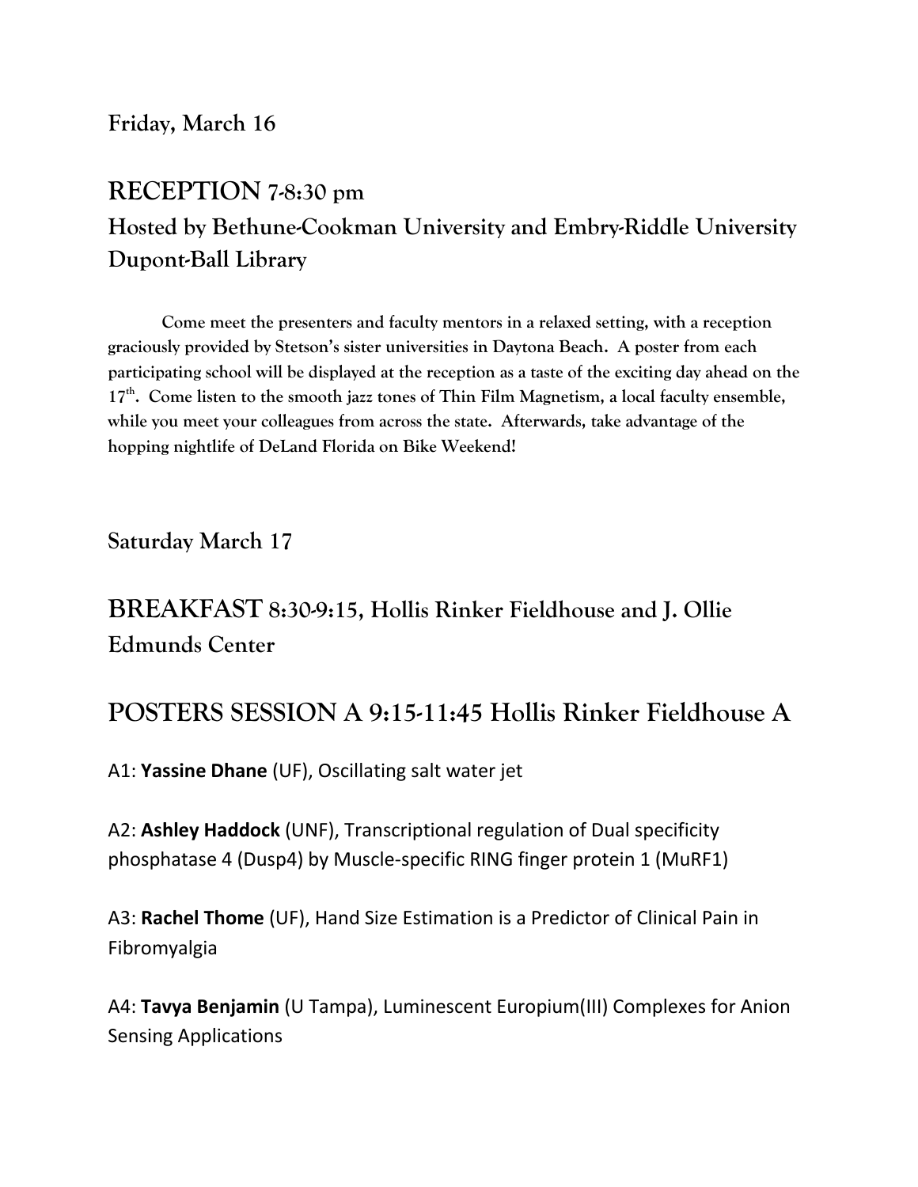**Friday, March 16**

## RECEPTION 7-8:30 pm

### Hosted by Bethune-Cookman University and Embry-Riddle University Dupont-Ball Library

**Come meet the presenters and faculty mentors in a relaxed setting, with a reception graciously provided by Stetson's sister universities in Daytona Beach. A poster from each participating school will be displayed at the reception as a taste of the exciting day ahead on the 17th. Come listen to the smooth jazz tones of Thin Film Magnetism, a local faculty ensemble, while you meet your colleagues from across the state. Afterwards, take advantage of the hopping nightlife of DeLand Florida on Bike Weekend!**

**Saturday March 17**

## BREAKFAST 8:30-9:15, Hollis Rinker Fieldhouse and J. Ollie Edmunds Center

## POSTERS SESSION A 9:15-11:45 Hollis Rinker Fieldhouse A

A1: **Yassine Dhane** (UF), Oscillating salt water jet

A2: **Ashley Haddock** (UNF), Transcriptional regulation of Dual specificity phosphatase 4 (Dusp4) by Muscle-specific RING finger protein 1 (MuRF1)

A3: **Rachel Thome** (UF), Hand Size Estimation is a Predictor of Clinical Pain in Fibromyalgia

A4: **Tavya Benjamin** (U Tampa), Luminescent Europium(III) Complexes for Anion Sensing Applications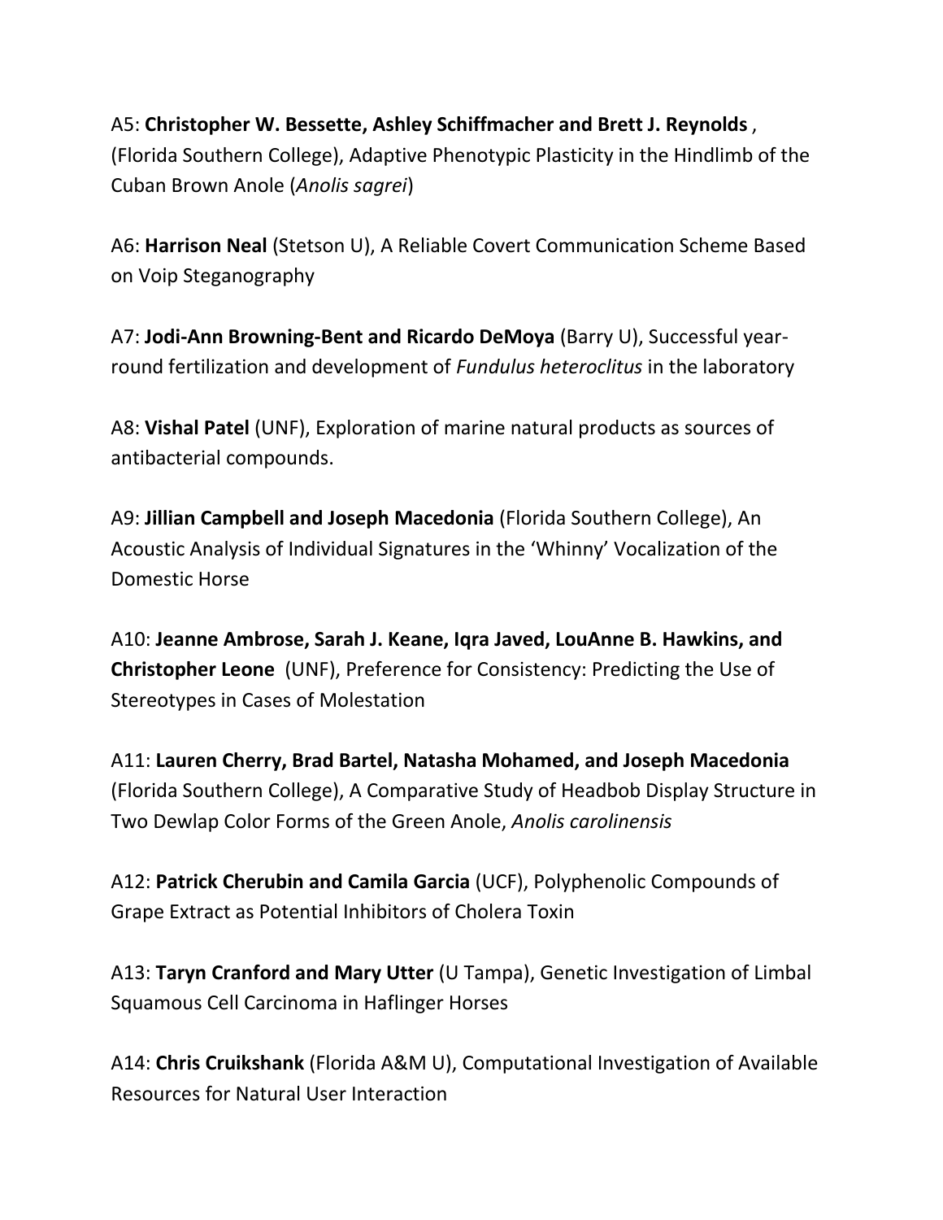A5: **Christopher W. Bessette, Ashley Schiffmacher and Brett J. Reynolds** , (Florida Southern College), Adaptive Phenotypic Plasticity in the Hindlimb of the Cuban Brown Anole (*Anolis sagrei*)

A6: **Harrison Neal** (Stetson U), A Reliable Covert Communication Scheme Based on Voip Steganography

A7: **Jodi-Ann Browning-Bent and Ricardo DeMoya** (Barry U), Successful year-round fertilization and development of *Fundulus heteroclitus* in the laboratory

A8: **Vishal Patel** (UNF), Exploration of marine natural products as sources of antibacterial compounds.

A9: **Jillian Campbell and Joseph Macedonia** (Florida Southern College), An Acoustic Analysis of Individual Signatures in the 'Whinny' Vocalization of the Domestic Horse

A10: **Jeanne Ambrose, Sarah J. Keane, Iqra Javed, LouAnne B. Hawkins, and Christopher Leone** (UNF), Preference for Consistency: Predicting the Use of Stereotypes in Cases of Molestation

A11: **Lauren Cherry, Brad Bartel, Natasha Mohamed, and Joseph Macedonia** (Florida Southern College), A Comparative Study of Headbob Display Structure in Two Dewlap Color Forms of the Green Anole, *Anolis carolinensis*

A12: **Patrick Cherubin and Camila Garcia** (UCF), Polyphenolic Compounds of Grape Extract as Potential Inhibitors of Cholera Toxin

A13: **Taryn Cranford and Mary Utter** (U Tampa), Genetic Investigation of Limbal Squamous Cell Carcinoma in Haflinger Horses

A14: **Chris Cruikshank** (Florida A&M U), Computational Investigation of Available Resources for Natural User Interaction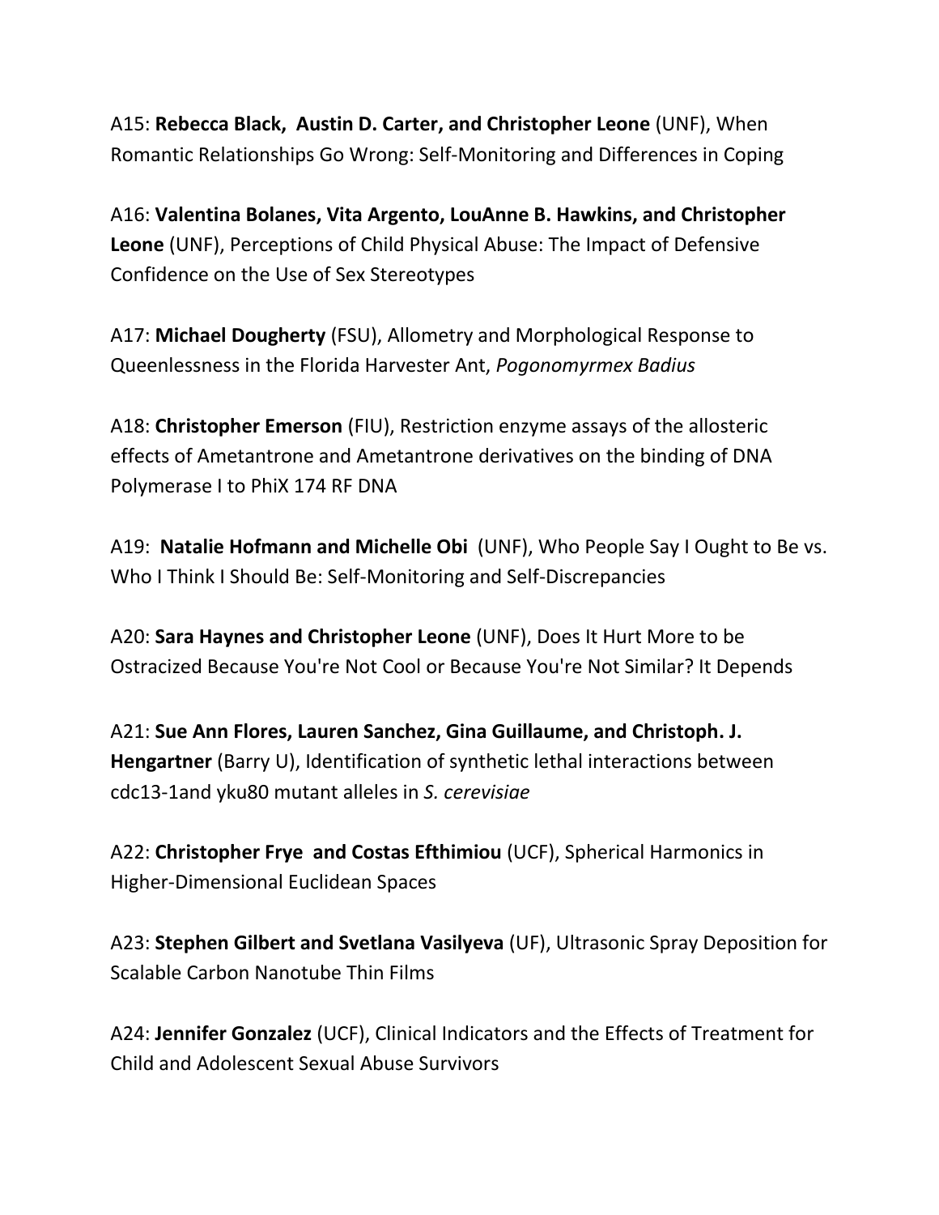A15: **Rebecca Black, Austin D. Carter, and Christopher Leone** (UNF), When Romantic Relationships Go Wrong: Self-Monitoring and Differences in Coping

A16: **Valentina Bolanes, Vita Argento, LouAnne B. Hawkins, and Christopher Leone** (UNF), Perceptions of Child Physical Abuse: The Impact of Defensive Confidence on the Use of Sex Stereotypes

A17: **Michael Dougherty** (FSU), Allometry and Morphological Response to Queenlessness in the Florida Harvester Ant, *Pogonomyrmex Badius*

A18: **Christopher Emerson** (FIU), Restriction enzyme assays of the allosteric effects of Ametantrone and Ametantrone derivatives on the binding of DNA Polymerase I to PhiX 174 RF DNA

A19: **Natalie Hofmann and Michelle Obi** (UNF), Who People Say I Ought to Be vs. Who I Think I Should Be: Self-Monitoring and Self-Discrepancies

A20: **Sara Haynes and Christopher Leone** (UNF), Does It Hurt More to be Ostracized Because You're Not Cool or Because You're Not Similar? It Depends

A21: **Sue Ann Flores, Lauren Sanchez, Gina Guillaume, and Christoph. J. Hengartner** (Barry U), Identification of synthetic lethal interactions between cdc13-1and yku80 mutant alleles in *S. cerevisiae*

A22: **Christopher Frye and Costas Efthimiou** (UCF), Spherical Harmonics in Higher-Dimensional Euclidean Spaces

A23: **Stephen Gilbert and Svetlana Vasilyeva** (UF), Ultrasonic Spray Deposition for Scalable Carbon Nanotube Thin Films

A24: **Jennifer Gonzalez** (UCF), Clinical Indicators and the Effects of Treatment for Child and Adolescent Sexual Abuse Survivors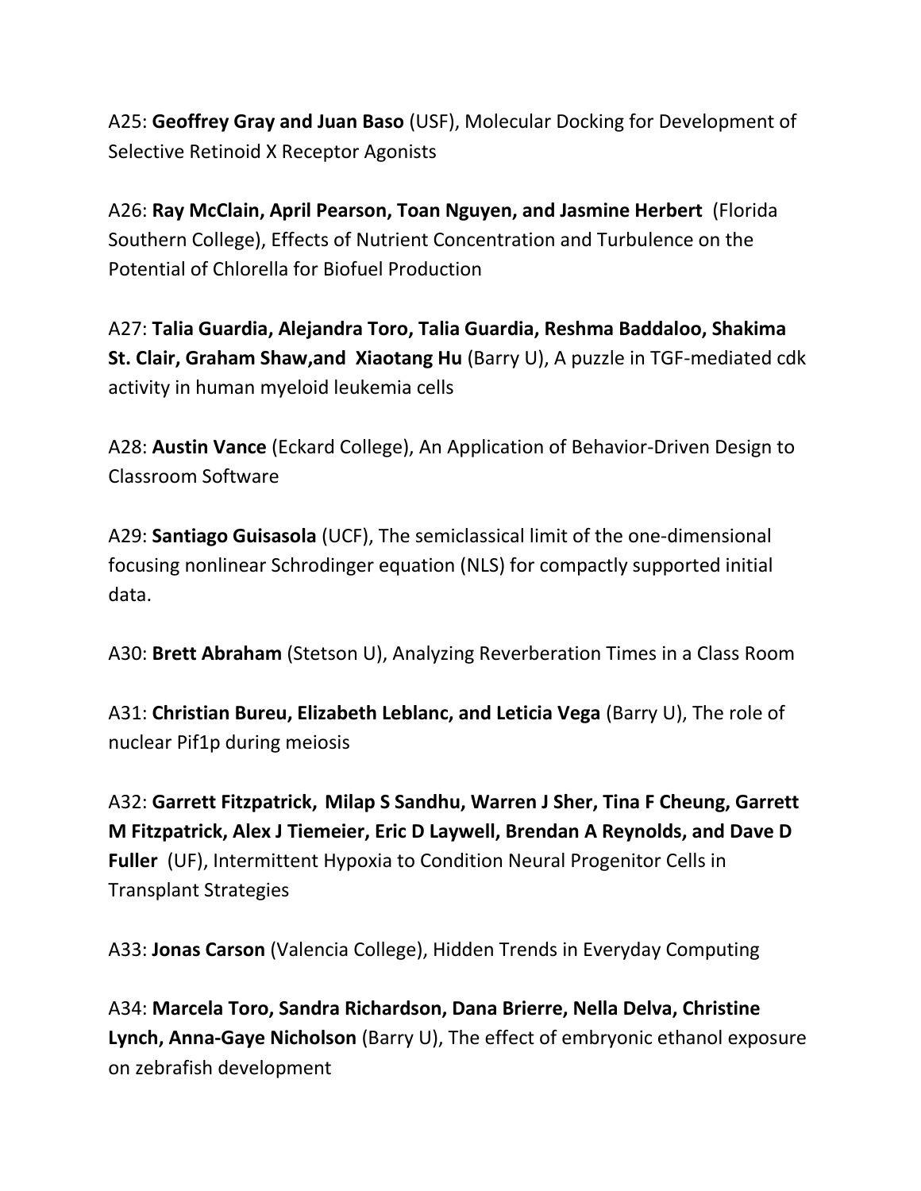A25: **Geoffrey Gray and Juan Baso** (USF), Molecular Docking for Development of Selective Retinoid X Receptor Agonists

A26: **Ray McClain, April Pearson, Toan Nguyen, and Jasmine Herbert** (Florida Southern College), Effects of Nutrient Concentration and Turbulence on the Potential of Chlorella for Biofuel Production

A27: **Talia Guardia, Alejandra Toro, Talia Guardia, Reshma Baddaloo, Shakima St. Clair, Graham Shaw,and Xiaotang Hu** (Barry U), A puzzle in TGF-mediated cdk activity in human myeloid leukemia cells

A28: **Austin Vance** (Eckard College), An Application of Behavior-Driven Design to Classroom Software

A29: **Santiago Guisasola** (UCF), The semiclassical limit of the one-dimensional focusing nonlinear Schrodinger equation (NLS) for compactly supported initial data.

A30: **Brett Abraham** (Stetson U), Analyzing Reverberation Times in a Class Room

A31: **Christian Bureu, Elizabeth Leblanc, and Leticia Vega** (Barry U), The role of nuclear Pif1p during meiosis

A32: **Garrett Fitzpatrick, Milap S Sandhu, Warren J Sher, Tina F Cheung, Garrett M Fitzpatrick, Alex J Tiemeier, Eric D Laywell, Brendan A Reynolds, and Dave D Fuller** (UF), Intermittent Hypoxia to Condition Neural Progenitor Cells in Transplant Strategies

A33: **Jonas Carson** (Valencia College), Hidden Trends in Everyday Computing

A34: **Marcela Toro, Sandra Richardson, Dana Brierre, Nella Delva, Christine Lynch, Anna-Gaye Nicholson** (Barry U), The effect of embryonic ethanol exposure on zebrafish development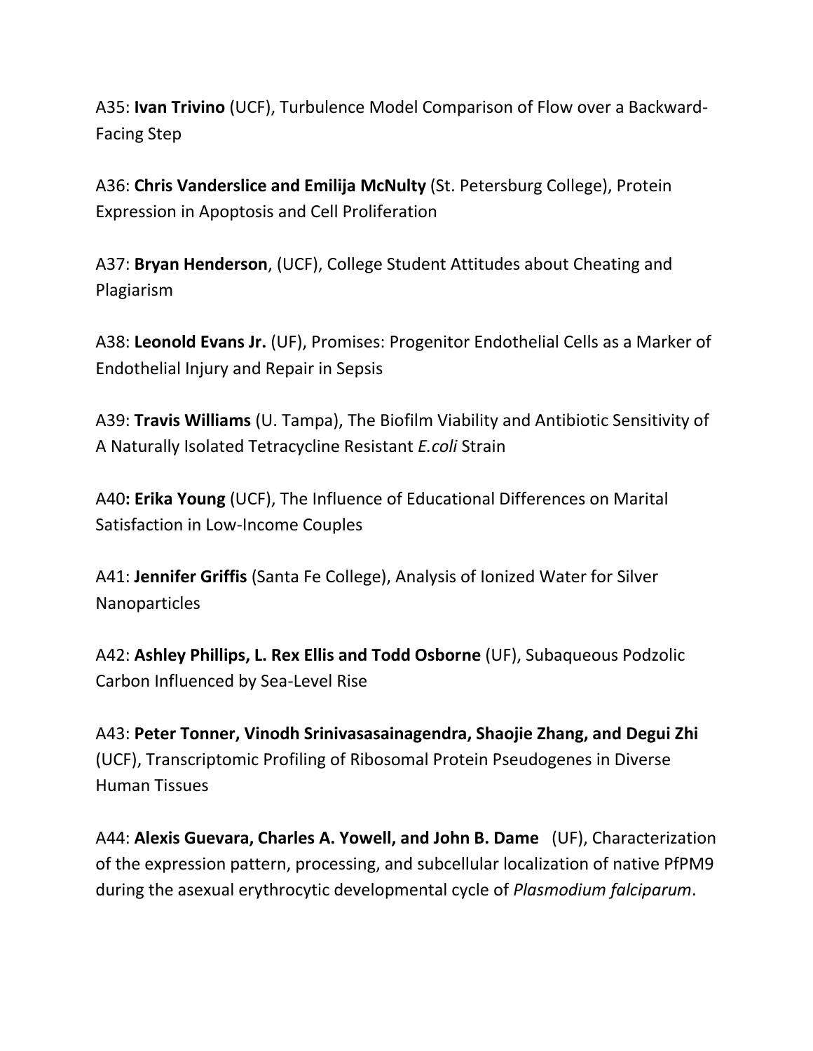A35: **Ivan Trivino** (UCF), Turbulence Model Comparison of Flow over a Backward-Facing Step

A36: **Chris Vanderslice and Emilija McNulty** (St. Petersburg College), Protein Expression in Apoptosis and Cell Proliferation

A37: **Bryan Henderson**, (UCF), College Student Attitudes about Cheating and Plagiarism

A38: **Leonold Evans Jr.** (UF), Promises: Progenitor Endothelial Cells as a Marker of Endothelial Injury and Repair in Sepsis

A39: **Travis Williams** (U. Tampa), The Biofilm Viability and Antibiotic Sensitivity of A Naturally Isolated Tetracycline Resistant *E.coli* Strain

A40**: Erika Young** (UCF), The Influence of Educational Differences on Marital Satisfaction in Low-Income Couples

A41: **Jennifer Griffis** (Santa Fe College), Analysis of Ionized Water for Silver Nanoparticles

A42: **Ashley Phillips, L. Rex Ellis and Todd Osborne** (UF), Subaqueous Podzolic Carbon Influenced by Sea-Level Rise

A43: **Peter Tonner, Vinodh Srinivasasainagendra, Shaojie Zhang, and Degui Zhi** (UCF), Transcriptomic Profiling of Ribosomal Protein Pseudogenes in Diverse Human Tissues

A44: **Alexis Guevara, Charles A. Yowell, and John B. Dame** (UF), Characterization of the expression pattern, processing, and subcellular localization of native PfPM9 during the asexual erythrocytic developmental cycle of *Plasmodium falciparum*.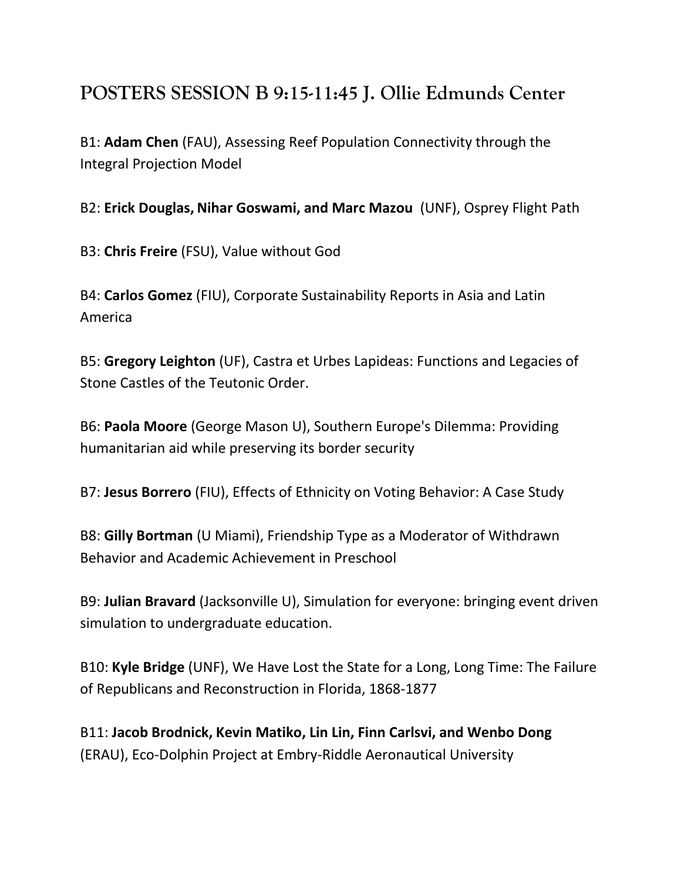## POSTERS SESSION B 9:15-11:45 J. Ollie Edmunds Center

B1: **Adam Chen** (FAU), Assessing Reef Population Connectivity through the Integral Projection Model

B2: **Erick Douglas, Nihar Goswami, and Marc Mazou** (UNF), Osprey Flight Path

B3: **Chris Freire** (FSU), Value without God

B4: **Carlos Gomez** (FIU), Corporate Sustainability Reports in Asia and Latin America

B5: **Gregory Leighton** (UF), Castra et Urbes Lapideas: Functions and Legacies of Stone Castles of the Teutonic Order.

B6: **Paola Moore** (George Mason U), Southern Europe's DiIemma: Providing humanitarian aid while preserving its border security

B7: **Jesus Borrero** (FIU), Effects of Ethnicity on Voting Behavior: A Case Study

B8: **Gilly Bortman** (U Miami), Friendship Type as a Moderator of Withdrawn Behavior and Academic Achievement in Preschool

B9: **Julian Bravard** (Jacksonville U), Simulation for everyone: bringing event driven simulation to undergraduate education.

B10: **Kyle Bridge** (UNF), We Have Lost the State for a Long, Long Time: The Failure of Republicans and Reconstruction in Florida, 1868-1877

B11: **Jacob Brodnick, Kevin Matiko, Lin Lin, Finn Carlsvi, and Wenbo Dong** (ERAU), Eco-Dolphin Project at Embry-Riddle Aeronautical University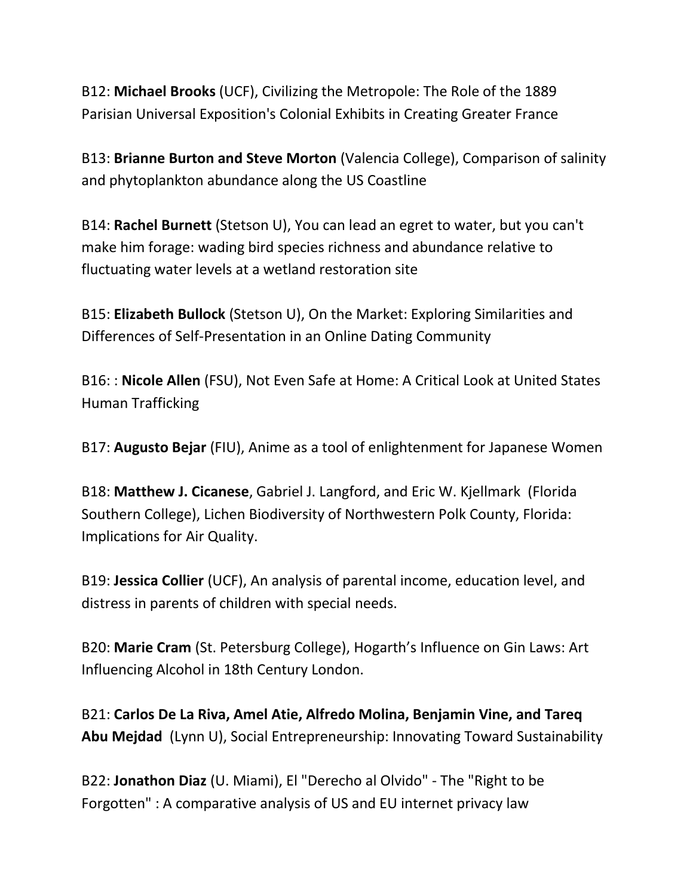B12: **Michael Brooks** (UCF), Civilizing the Metropole: The Role of the 1889 Parisian Universal Exposition's Colonial Exhibits in Creating Greater France

B13: **Brianne Burton and Steve Morton** (Valencia College), Comparison of salinity and phytoplankton abundance along the US Coastline

B14: **Rachel Burnett** (Stetson U), You can lead an egret to water, but you can't make him forage: wading bird species richness and abundance relative to fluctuating water levels at a wetland restoration site

B15: **Elizabeth Bullock** (Stetson U), On the Market: Exploring Similarities and Differences of Self-Presentation in an Online Dating Community

B16: : **Nicole Allen** (FSU), Not Even Safe at Home: A Critical Look at United States Human Trafficking

B17: **Augusto Bejar** (FIU), Anime as a tool of enlightenment for Japanese Women

B18: **Matthew J. Cicanese**, Gabriel J. Langford, and Eric W. Kjellmark (Florida Southern College), Lichen Biodiversity of Northwestern Polk County, Florida: Implications for Air Quality.

B19: **Jessica Collier** (UCF), An analysis of parental income, education level, and distress in parents of children with special needs.

B20: **Marie Cram** (St. Petersburg College), Hogarth's Influence on Gin Laws: Art Influencing Alcohol in 18th Century London.

B21: **Carlos De La Riva, Amel Atie, Alfredo Molina, Benjamin Vine, and Tareq Abu Mejdad** (Lynn U), Social Entrepreneurship: Innovating Toward Sustainability

B22: **Jonathon Diaz** (U. Miami), El "Derecho al Olvido" - The "Right to be Forgotten" : A comparative analysis of US and EU internet privacy law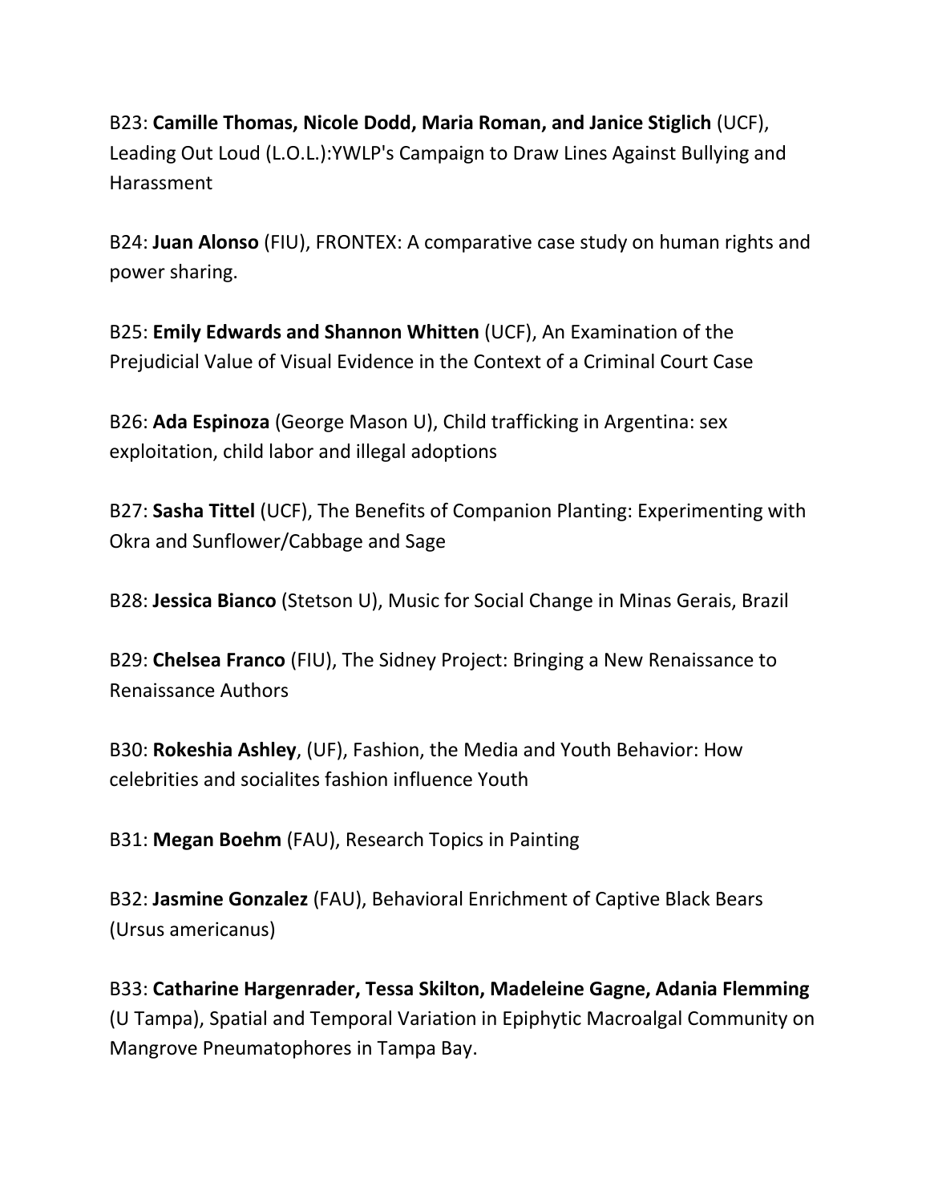B23: **Camille Thomas, Nicole Dodd, Maria Roman, and Janice Stiglich** (UCF), Leading Out Loud (L.O.L.):YWLP's Campaign to Draw Lines Against Bullying and Harassment

B24: **Juan Alonso** (FIU), FRONTEX: A comparative case study on human rights and power sharing.

B25: **Emily Edwards and Shannon Whitten** (UCF), An Examination of the Prejudicial Value of Visual Evidence in the Context of a Criminal Court Case

B26: **Ada Espinoza** (George Mason U), Child trafficking in Argentina: sex exploitation, child labor and illegal adoptions

B27: **Sasha Tittel** (UCF), The Benefits of Companion Planting: Experimenting with Okra and Sunflower/Cabbage and Sage

B28: **Jessica Bianco** (Stetson U), Music for Social Change in Minas Gerais, Brazil

B29: **Chelsea Franco** (FIU), The Sidney Project: Bringing a New Renaissance to Renaissance Authors

B30: **Rokeshia Ashley**, (UF), Fashion, the Media and Youth Behavior: How celebrities and socialites fashion influence Youth

B31: **Megan Boehm** (FAU), Research Topics in Painting

B32: **Jasmine Gonzalez** (FAU), Behavioral Enrichment of Captive Black Bears (Ursus americanus)

B33: **Catharine Hargenrader, Tessa Skilton, Madeleine Gagne, Adania Flemming** (U Tampa), Spatial and Temporal Variation in Epiphytic Macroalgal Community on Mangrove Pneumatophores in Tampa Bay.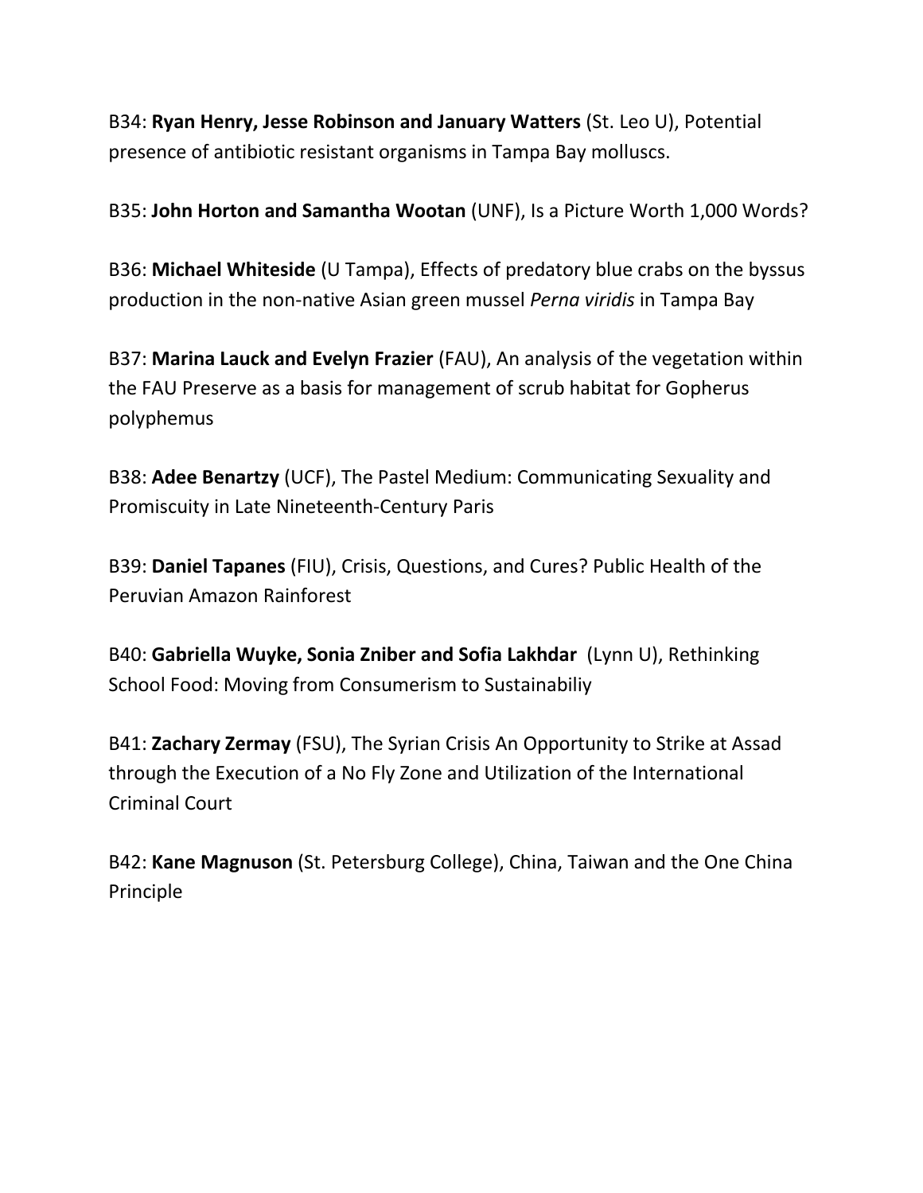B34: **Ryan Henry, Jesse Robinson and January Watters** (St. Leo U), Potential presence of antibiotic resistant organisms in Tampa Bay molluscs.

B35: **John Horton and Samantha Wootan** (UNF), Is a Picture Worth 1,000 Words?

B36: **Michael Whiteside** (U Tampa), Effects of predatory blue crabs on the byssus production in the non-native Asian green mussel *Perna viridis* in Tampa Bay

B37: **Marina Lauck and Evelyn Frazier** (FAU), An analysis of the vegetation within the FAU Preserve as a basis for management of scrub habitat for Gopherus polyphemus

B38: **Adee Benartzy** (UCF), The Pastel Medium: Communicating Sexuality and Promiscuity in Late Nineteenth-Century Paris

B39: **Daniel Tapanes** (FIU), Crisis, Questions, and Cures? Public Health of the Peruvian Amazon Rainforest

B40: **Gabriella Wuyke, Sonia Zniber and Sofia Lakhdar** (Lynn U), Rethinking School Food: Moving from Consumerism to Sustainabiliy

B41: **Zachary Zermay** (FSU), The Syrian Crisis An Opportunity to Strike at Assad through the Execution of a No Fly Zone and Utilization of the International Criminal Court

B42: **Kane Magnuson** (St. Petersburg College), China, Taiwan and the One China Principle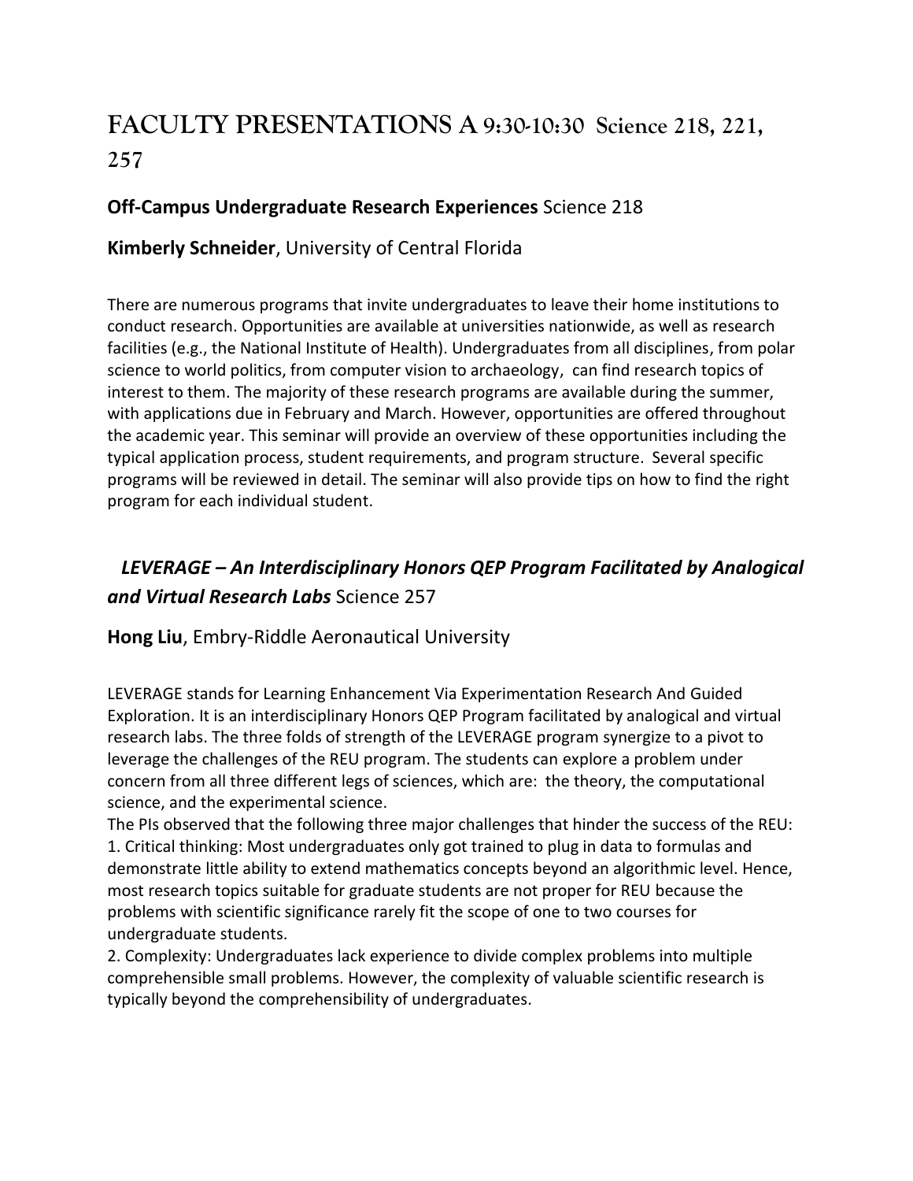# FACULTY PRESENTATIONS A 9:30-10:30 Science 218, 221, 257

**Off-Campus Undergraduate Research Experiences** Science 218

**Kimberly Schneider**, University of Central Florida

There are numerous programs that invite undergraduates to leave their home institutions to conduct research. Opportunities are available at universities nationwide, as well as research facilities (e.g., the National Institute of Health). Undergraduates from all disciplines, from polar science to world politics, from computer vision to archaeology, can find research topics of interest to them. The majority of these research programs are available during the summer, with applications due in February and March. However, opportunities are offered throughout the academic year. This seminar will provide an overview of these opportunities including the typical application process, student requirements, and program structure. Several specific programs will be reviewed in detail. The seminar will also provide tips on how to find the right program for each individual student.

***LEVERAGE – An Interdisciplinary Honors QEP Program Facilitated by Analogical and Virtual Research Labs*** Science 257

**Hong Liu**, Embry-Riddle Aeronautical University

LEVERAGE stands for Learning Enhancement Via Experimentation Research And Guided Exploration. It is an interdisciplinary Honors QEP Program facilitated by analogical and virtual research labs. The three folds of strength of the LEVERAGE program synergize to a pivot to leverage the challenges of the REU program. The students can explore a problem under concern from all three different legs of sciences, which are: the theory, the computational science, and the experimental science.

The PIs observed that the following three major challenges that hinder the success of the REU:

1. Critical thinking: Most undergraduates only got trained to plug in data to formulas and demonstrate little ability to extend mathematics concepts beyond an algorithmic level. Hence, most research topics suitable for graduate students are not proper for REU because the problems with scientific significance rarely fit the scope of one to two courses for undergraduate students.
2. Complexity: Undergraduates lack experience to divide complex problems into multiple comprehensible small problems. However, the complexity of valuable scientific research is typically beyond the comprehensibility of undergraduates.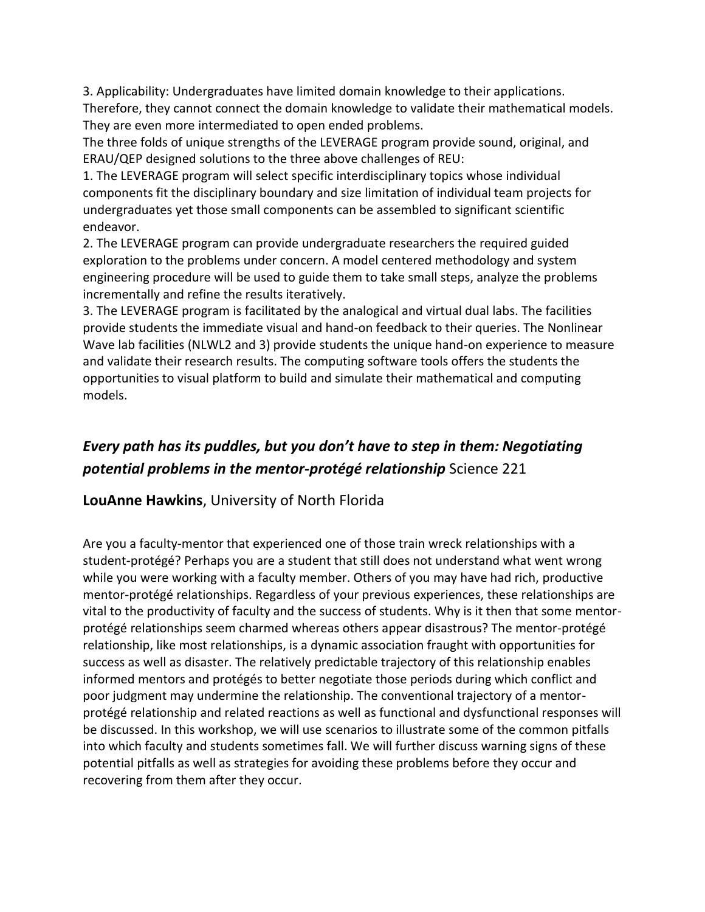3. Applicability: Undergraduates have limited domain knowledge to their applications. Therefore, they cannot connect the domain knowledge to validate their mathematical models. They are even more intermediated to open ended problems.

The three folds of unique strengths of the LEVERAGE program provide sound, original, and ERAU/QEP designed solutions to the three above challenges of REU:

1. The LEVERAGE program will select specific interdisciplinary topics whose individual components fit the disciplinary boundary and size limitation of individual team projects for undergraduates yet those small components can be assembled to significant scientific endeavor.
2. The LEVERAGE program can provide undergraduate researchers the required guided exploration to the problems under concern. A model centered methodology and system engineering procedure will be used to guide them to take small steps, analyze the problems incrementally and refine the results iteratively.
3. The LEVERAGE program is facilitated by the analogical and virtual dual labs. The facilities provide students the immediate visual and hand-on feedback to their queries. The Nonlinear Wave lab facilities (NLWL2 and 3) provide students the unique hand-on experience to measure and validate their research results. The computing software tools offers the students the opportunities to visual platform to build and simulate their mathematical and computing models.

## *Every path has its puddles, but you don't have to step in them: Negotiating potential problems in the mentor-protégé relationship* Science 221

**LouAnne Hawkins**, University of North Florida

Are you a faculty-mentor that experienced one of those train wreck relationships with a student-protégé? Perhaps you are a student that still does not understand what went wrong while you were working with a faculty member. Others of you may have had rich, productive mentor-protégé relationships. Regardless of your previous experiences, these relationships are vital to the productivity of faculty and the success of students. Why is it then that some mentor-protégé relationships seem charmed whereas others appear disastrous? The mentor-protégé relationship, like most relationships, is a dynamic association fraught with opportunities for success as well as disaster. The relatively predictable trajectory of this relationship enables informed mentors and protégés to better negotiate those periods during which conflict and poor judgment may undermine the relationship. The conventional trajectory of a mentor-protégé relationship and related reactions as well as functional and dysfunctional responses will be discussed. In this workshop, we will use scenarios to illustrate some of the common pitfalls into which faculty and students sometimes fall. We will further discuss warning signs of these potential pitfalls as well as strategies for avoiding these problems before they occur and recovering from them after they occur.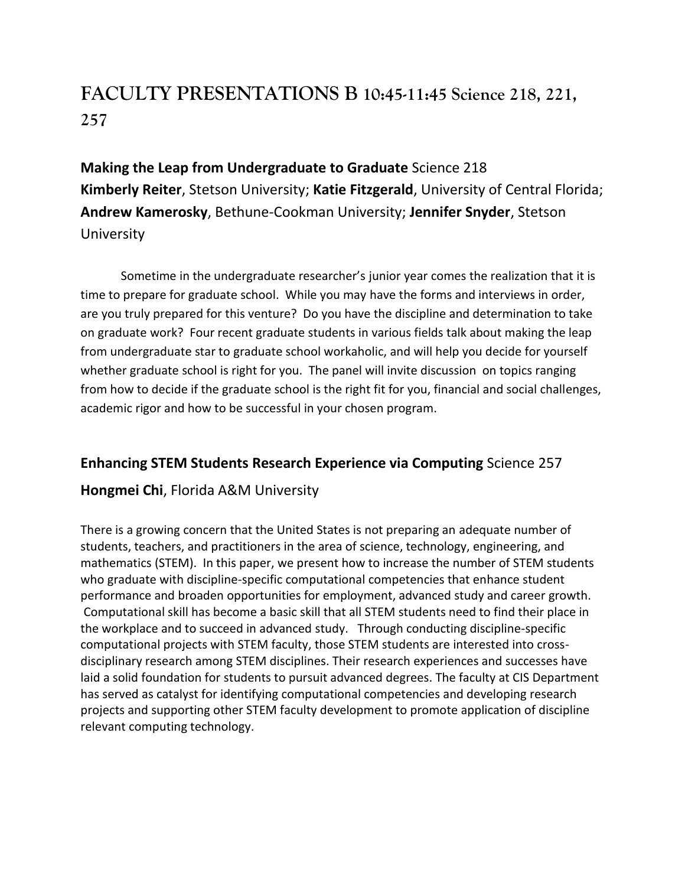# FACULTY PRESENTATIONS B 10:45-11:45 Science 218, 221, 257

**Making the Leap from Undergraduate to Graduate** Science 218
**Kimberly Reiter**, Stetson University; **Katie Fitzgerald**, University of Central Florida; **Andrew Kamerosky**, Bethune-Cookman University; **Jennifer Snyder**, Stetson University

Sometime in the undergraduate researcher's junior year comes the realization that it is time to prepare for graduate school. While you may have the forms and interviews in order, are you truly prepared for this venture? Do you have the discipline and determination to take on graduate work? Four recent graduate students in various fields talk about making the leap from undergraduate star to graduate school workaholic, and will help you decide for yourself whether graduate school is right for you. The panel will invite discussion on topics ranging from how to decide if the graduate school is the right fit for you, financial and social challenges, academic rigor and how to be successful in your chosen program.

**Enhancing STEM Students Research Experience via Computing** Science 257

**Hongmei Chi**, Florida A&M University

There is a growing concern that the United States is not preparing an adequate number of students, teachers, and practitioners in the area of science, technology, engineering, and mathematics (STEM). In this paper, we present how to increase the number of STEM students who graduate with discipline-specific computational competencies that enhance student performance and broaden opportunities for employment, advanced study and career growth. Computational skill has become a basic skill that all STEM students need to find their place in the workplace and to succeed in advanced study. Through conducting discipline-specific computational projects with STEM faculty, those STEM students are interested into cross-disciplinary research among STEM disciplines. Their research experiences and successes have laid a solid foundation for students to pursuit advanced degrees. The faculty at CIS Department has served as catalyst for identifying computational competencies and developing research projects and supporting other STEM faculty development to promote application of discipline relevant computing technology.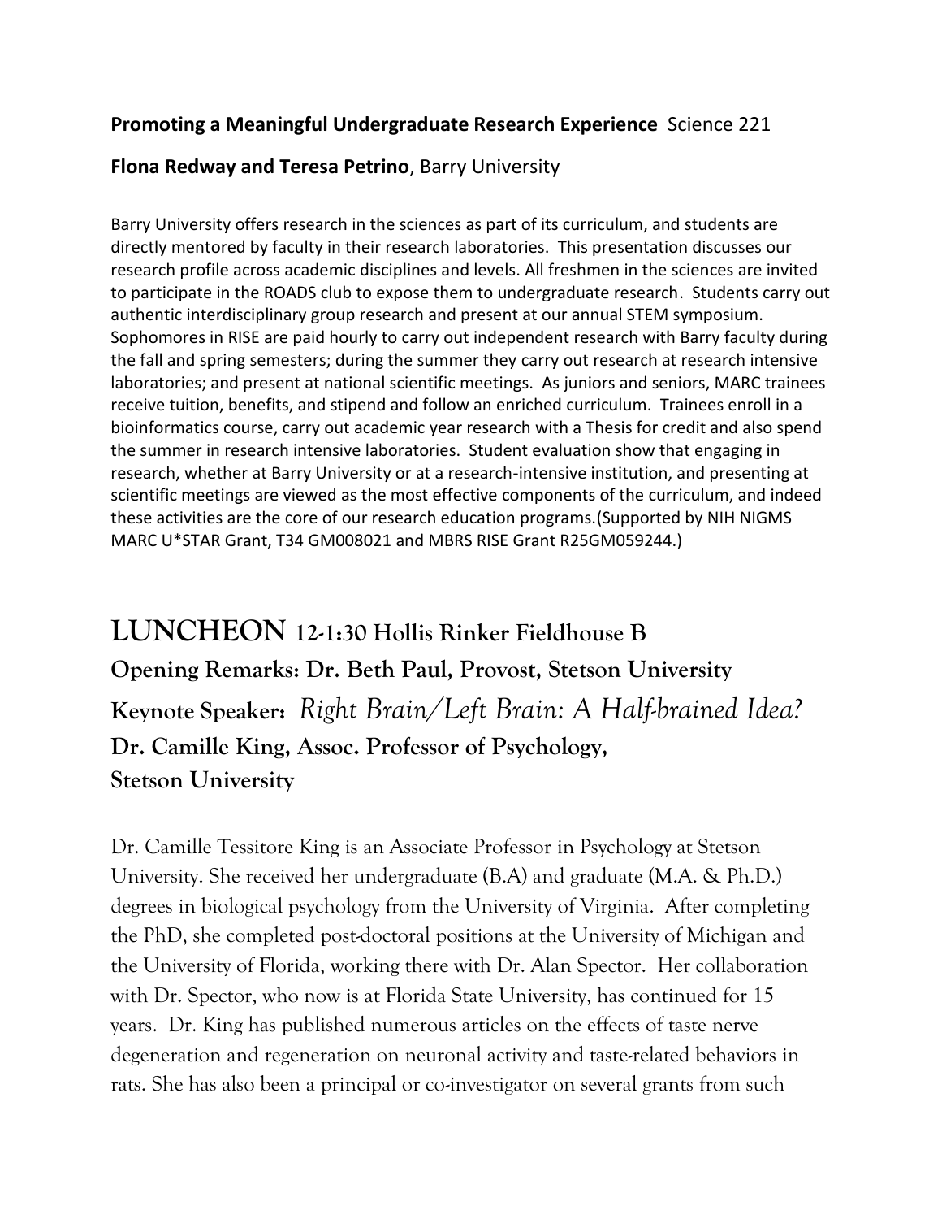**Promoting a Meaningful Undergraduate Research Experience** Science 221

**Flona Redway and Teresa Petrino**, Barry University

Barry University offers research in the sciences as part of its curriculum, and students are directly mentored by faculty in their research laboratories. This presentation discusses our research profile across academic disciplines and levels. All freshmen in the sciences are invited to participate in the ROADS club to expose them to undergraduate research. Students carry out authentic interdisciplinary group research and present at our annual STEM symposium. Sophomores in RISE are paid hourly to carry out independent research with Barry faculty during the fall and spring semesters; during the summer they carry out research at research intensive laboratories; and present at national scientific meetings. As juniors and seniors, MARC trainees receive tuition, benefits, and stipend and follow an enriched curriculum. Trainees enroll in a bioinformatics course, carry out academic year research with a Thesis for credit and also spend the summer in research intensive laboratories. Student evaluation show that engaging in research, whether at Barry University or at a research-intensive institution, and presenting at scientific meetings are viewed as the most effective components of the curriculum, and indeed these activities are the core of our research education programs.(Supported by NIH NIGMS MARC U*STAR Grant, T34 GM008021 and MBRS RISE Grant R25GM059244.)

# LUNCHEON 12-1:30 Hollis Rinker Fieldhouse B

### Opening Remarks: Dr. Beth Paul, Provost, Stetson University

### Keynote Speaker: *Right Brain/Left Brain: A Half-brained Idea?*

### Dr. Camille King, Assoc. Professor of Psychology, Stetson University

Dr. Camille Tessitore King is an Associate Professor in Psychology at Stetson University. She received her undergraduate (B.A) and graduate (M.A. & Ph.D.) degrees in biological psychology from the University of Virginia. After completing the PhD, she completed post-doctoral positions at the University of Michigan and the University of Florida, working there with Dr. Alan Spector. Her collaboration with Dr. Spector, who now is at Florida State University, has continued for 15 years. Dr. King has published numerous articles on the effects of taste nerve degeneration and regeneration on neuronal activity and taste-related behaviors in rats. She has also been a principal or co-investigator on several grants from such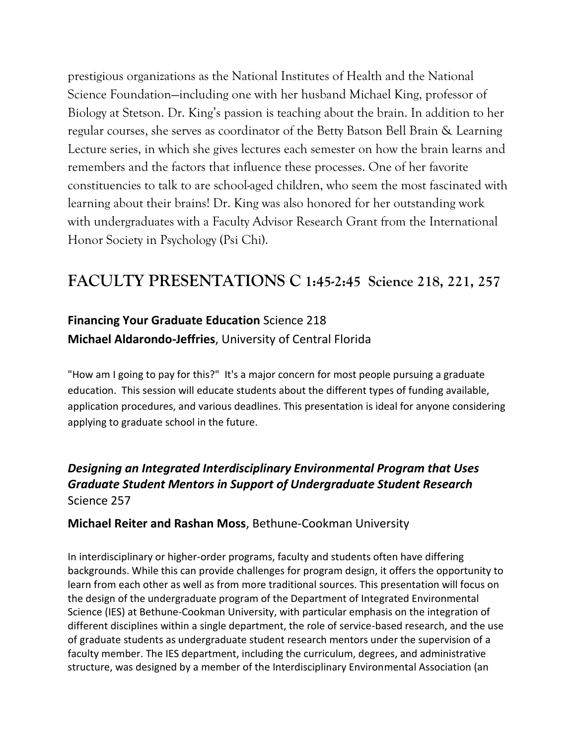prestigious organizations as the National Institutes of Health and the National Science Foundation—including one with her husband Michael King, professor of Biology at Stetson. Dr. King's passion is teaching about the brain. In addition to her regular courses, she serves as coordinator of the Betty Batson Bell Brain & Learning Lecture series, in which she gives lectures each semester on how the brain learns and remembers and the factors that influence these processes. One of her favorite constituencies to talk to are school-aged children, who seem the most fascinated with learning about their brains! Dr. King was also honored for her outstanding work with undergraduates with a Faculty Advisor Research Grant from the International Honor Society in Psychology (Psi Chi).

## FACULTY PRESENTATIONS C 1:45-2:45 Science 218, 221, 257

**Financing Your Graduate Education** Science 218
**Michael Aldarondo-Jeffries**, University of Central Florida

"How am I going to pay for this?" It's a major concern for most people pursuing a graduate education. This session will educate students about the different types of funding available, application procedures, and various deadlines. This presentation is ideal for anyone considering applying to graduate school in the future.

***Designing an Integrated Interdisciplinary Environmental Program that Uses Graduate Student Mentors in Support of Undergraduate Student Research*** Science 257

**Michael Reiter and Rashan Moss**, Bethune-Cookman University

In interdisciplinary or higher-order programs, faculty and students often have differing backgrounds. While this can provide challenges for program design, it offers the opportunity to learn from each other as well as from more traditional sources. This presentation will focus on the design of the undergraduate program of the Department of Integrated Environmental Science (IES) at Bethune-Cookman University, with particular emphasis on the integration of different disciplines within a single department, the role of service-based research, and the use of graduate students as undergraduate student research mentors under the supervision of a faculty member. The IES department, including the curriculum, degrees, and administrative structure, was designed by a member of the Interdisciplinary Environmental Association (an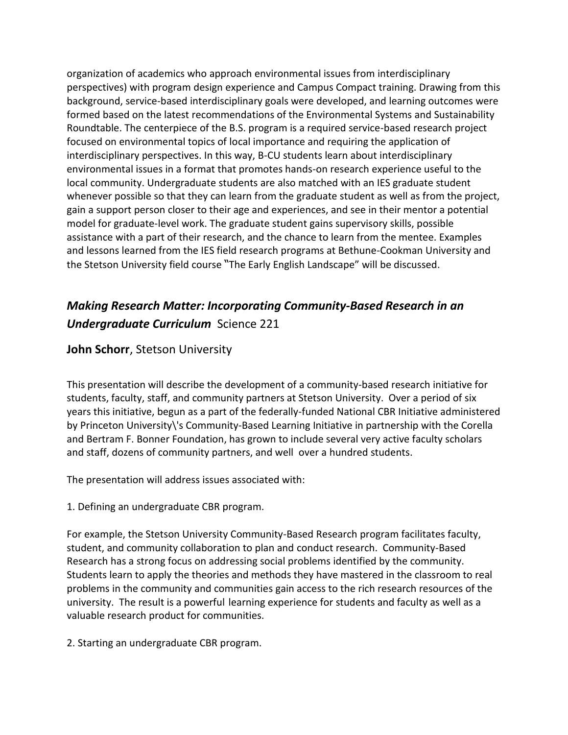organization of academics who approach environmental issues from interdisciplinary perspectives) with program design experience and Campus Compact training. Drawing from this background, service-based interdisciplinary goals were developed, and learning outcomes were formed based on the latest recommendations of the Environmental Systems and Sustainability Roundtable. The centerpiece of the B.S. program is a required service-based research project focused on environmental topics of local importance and requiring the application of interdisciplinary perspectives. In this way, B-CU students learn about interdisciplinary environmental issues in a format that promotes hands-on research experience useful to the local community. Undergraduate students are also matched with an IES graduate student whenever possible so that they can learn from the graduate student as well as from the project, gain a support person closer to their age and experiences, and see in their mentor a potential model for graduate-level work. The graduate student gains supervisory skills, possible assistance with a part of their research, and the chance to learn from the mentee. Examples and lessons learned from the IES field research programs at Bethune-Cookman University and the Stetson University field course "The Early English Landscape" will be discussed.

## ***Making Research Matter: Incorporating Community-Based Research in an Undergraduate Curriculum*** Science 221

**John Schorr**, Stetson University

This presentation will describe the development of a community-based research initiative for students, faculty, staff, and community partners at Stetson University. Over a period of six years this initiative, begun as a part of the federally-funded National CBR Initiative administered by Princeton University\'s Community-Based Learning Initiative in partnership with the Corella and Bertram F. Bonner Foundation, has grown to include several very active faculty scholars and staff, dozens of community partners, and well over a hundred students.

The presentation will address issues associated with:

1. Defining an undergraduate CBR program.

For example, the Stetson University Community-Based Research program facilitates faculty, student, and community collaboration to plan and conduct research. Community-Based Research has a strong focus on addressing social problems identified by the community. Students learn to apply the theories and methods they have mastered in the classroom to real problems in the community and communities gain access to the rich research resources of the university. The result is a powerful learning experience for students and faculty as well as a valuable research product for communities.

2. Starting an undergraduate CBR program.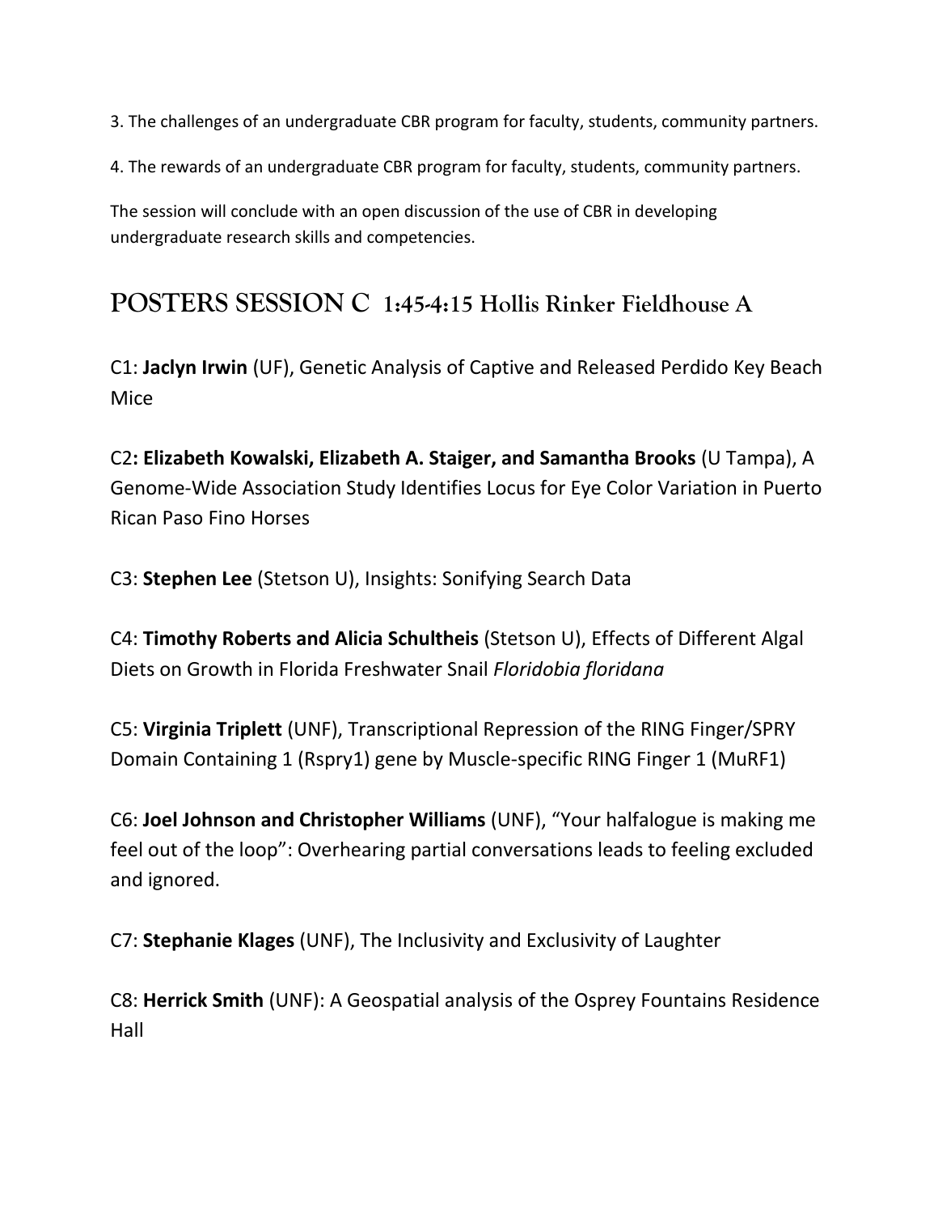3. The challenges of an undergraduate CBR program for faculty, students, community partners.

4. The rewards of an undergraduate CBR program for faculty, students, community partners.

The session will conclude with an open discussion of the use of CBR in developing undergraduate research skills and competencies.

## POSTERS SESSION C 1:45-4:15 Hollis Rinker Fieldhouse A

C1: **Jaclyn Irwin** (UF), Genetic Analysis of Captive and Released Perdido Key Beach Mice

C2**: Elizabeth Kowalski, Elizabeth A. Staiger, and Samantha Brooks** (U Tampa), A Genome-Wide Association Study Identifies Locus for Eye Color Variation in Puerto Rican Paso Fino Horses

C3: **Stephen Lee** (Stetson U), Insights: Sonifying Search Data

C4: **Timothy Roberts and Alicia Schultheis** (Stetson U), Effects of Different Algal Diets on Growth in Florida Freshwater Snail *Floridobia floridana*

C5: **Virginia Triplett** (UNF), Transcriptional Repression of the RING Finger/SPRY Domain Containing 1 (Rspry1) gene by Muscle-specific RING Finger 1 (MuRF1)

C6: **Joel Johnson and Christopher Williams** (UNF), "Your halfalogue is making me feel out of the loop": Overhearing partial conversations leads to feeling excluded and ignored.

C7: **Stephanie Klages** (UNF), The Inclusivity and Exclusivity of Laughter

C8: **Herrick Smith** (UNF): A Geospatial analysis of the Osprey Fountains Residence Hall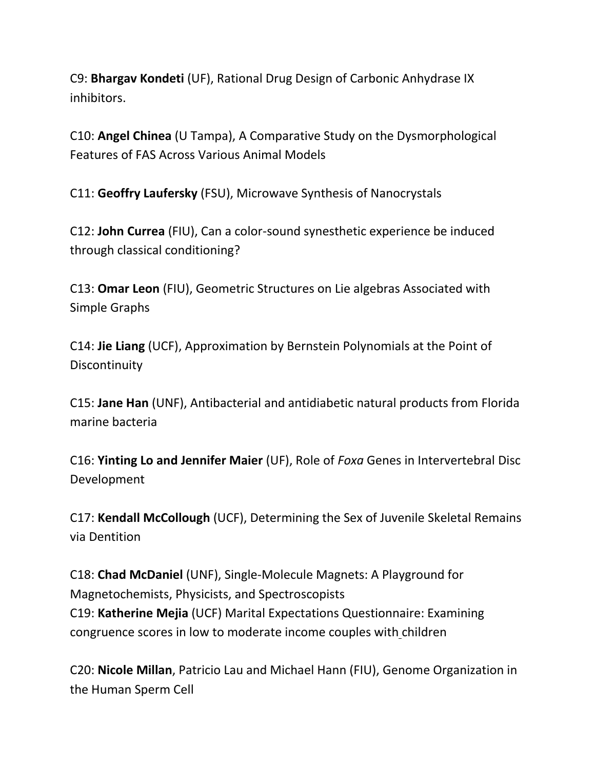C9: **Bhargav Kondeti** (UF), Rational Drug Design of Carbonic Anhydrase IX inhibitors.

C10: **Angel Chinea** (U Tampa), A Comparative Study on the Dysmorphological Features of FAS Across Various Animal Models

C11: **Geoffry Laufersky** (FSU), Microwave Synthesis of Nanocrystals

C12: **John Currea** (FIU), Can a color-sound synesthetic experience be induced through classical conditioning?

C13: **Omar Leon** (FIU), Geometric Structures on Lie algebras Associated with Simple Graphs

C14: **Jie Liang** (UCF), Approximation by Bernstein Polynomials at the Point of Discontinuity

C15: **Jane Han** (UNF), Antibacterial and antidiabetic natural products from Florida marine bacteria

C16: **Yinting Lo and Jennifer Maier** (UF), Role of *Foxa* Genes in Intervertebral Disc Development

C17: **Kendall McCollough** (UCF), Determining the Sex of Juvenile Skeletal Remains via Dentition

C18: **Chad McDaniel** (UNF), Single-Molecule Magnets: A Playground for Magnetochemists, Physicists, and Spectroscopists

C19: **Katherine Mejia** (UCF) Marital Expectations Questionnaire: Examining congruence scores in low to moderate income couples with children

C20: **Nicole Millan**, Patricio Lau and Michael Hann (FIU), Genome Organization in the Human Sperm Cell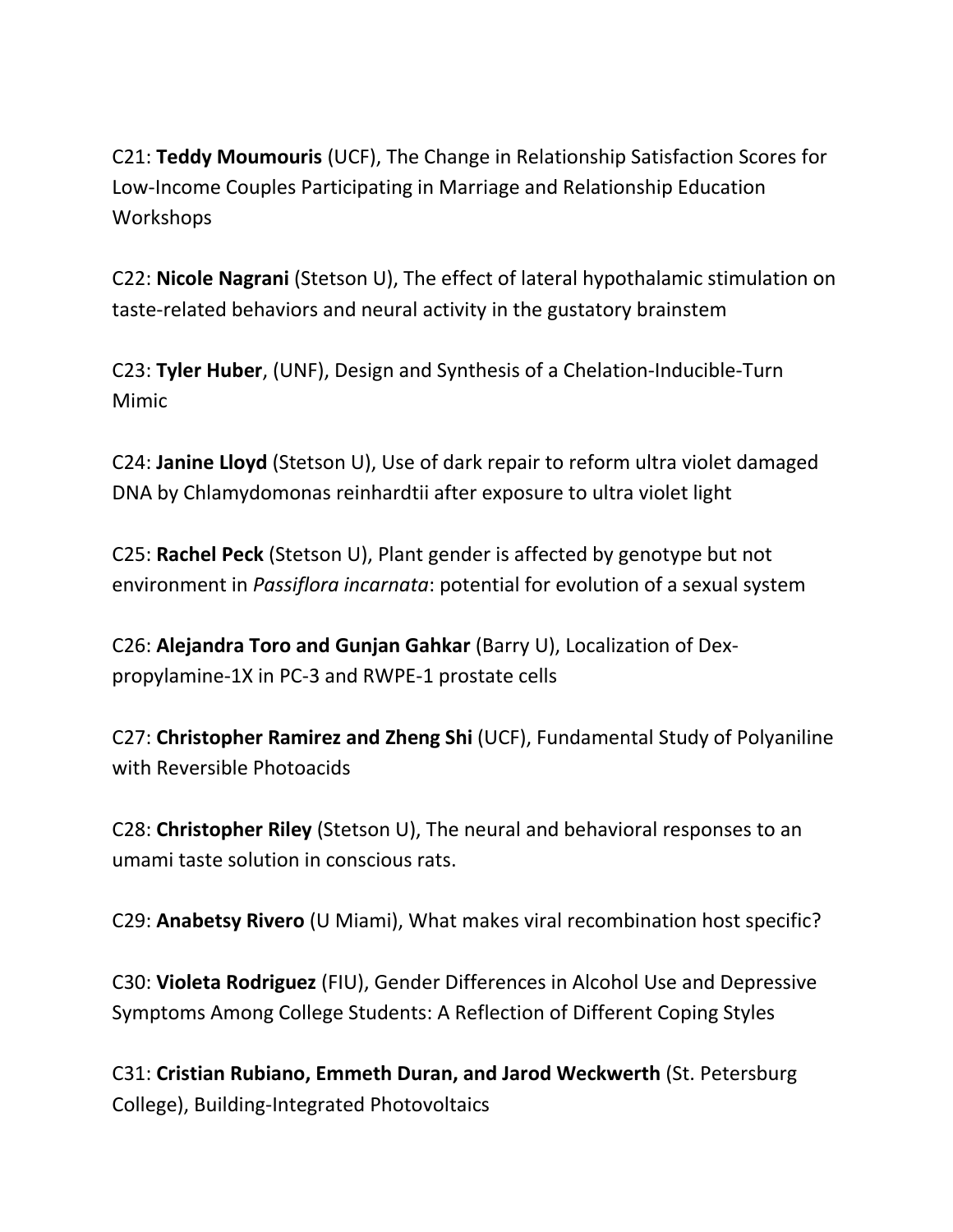C21: **Teddy Moumouris** (UCF), The Change in Relationship Satisfaction Scores for Low-Income Couples Participating in Marriage and Relationship Education Workshops

C22: **Nicole Nagrani** (Stetson U), The effect of lateral hypothalamic stimulation on taste-related behaviors and neural activity in the gustatory brainstem

C23: **Tyler Huber**, (UNF), Design and Synthesis of a Chelation-Inducible-Turn Mimic

C24: **Janine Lloyd** (Stetson U), Use of dark repair to reform ultra violet damaged DNA by Chlamydomonas reinhardtii after exposure to ultra violet light

C25: **Rachel Peck** (Stetson U), Plant gender is affected by genotype but not environment in *Passiflora incarnata*: potential for evolution of a sexual system

C26: **Alejandra Toro and Gunjan Gahkar** (Barry U), Localization of Dex-propylamine-1X in PC-3 and RWPE-1 prostate cells

C27: **Christopher Ramirez and Zheng Shi** (UCF), Fundamental Study of Polyaniline with Reversible Photoacids

C28: **Christopher Riley** (Stetson U), The neural and behavioral responses to an umami taste solution in conscious rats.

C29: **Anabetsy Rivero** (U Miami), What makes viral recombination host specific?

C30: **Violeta Rodriguez** (FIU), Gender Differences in Alcohol Use and Depressive Symptoms Among College Students: A Reflection of Different Coping Styles

C31: **Cristian Rubiano, Emmeth Duran, and Jarod Weckwerth** (St. Petersburg College), Building-Integrated Photovoltaics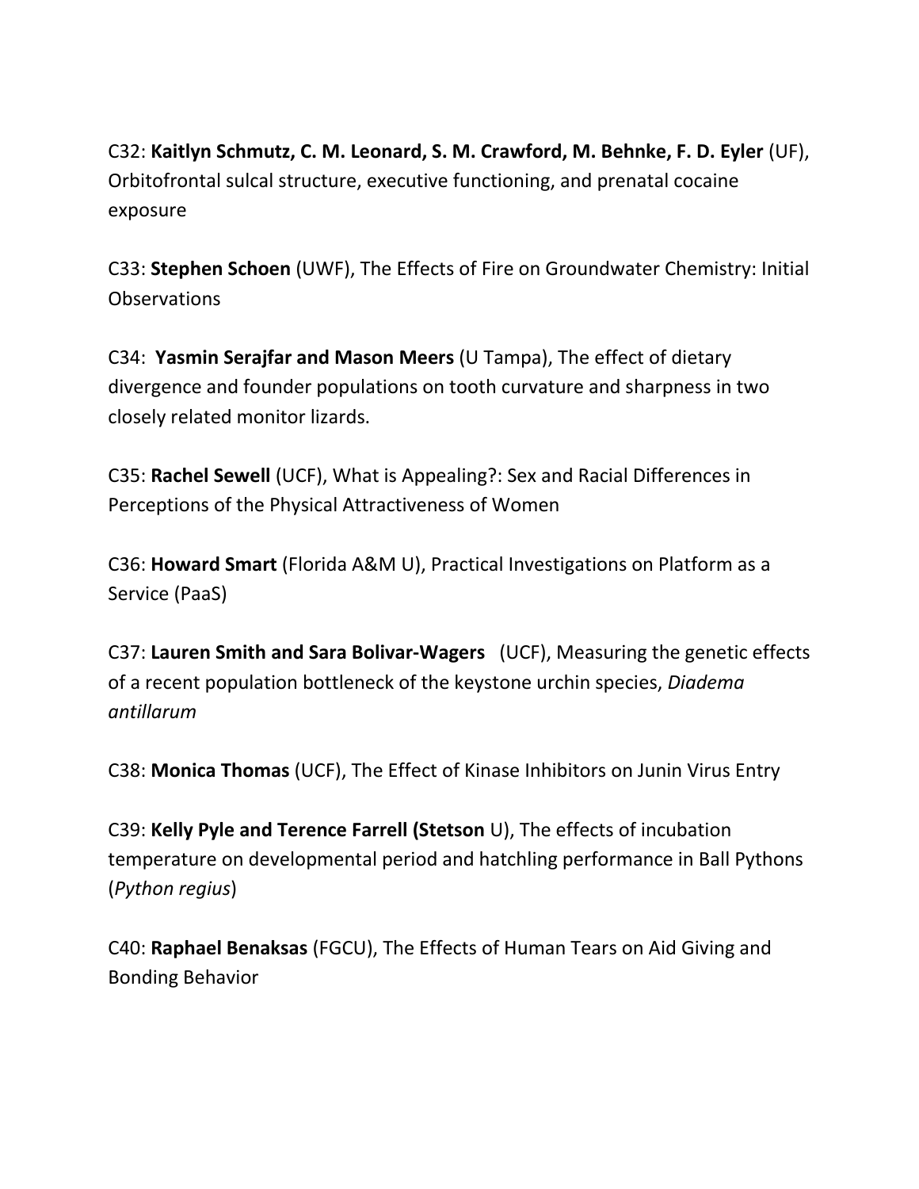C32: **Kaitlyn Schmutz, C. M. Leonard, S. M. Crawford, M. Behnke, F. D. Eyler** (UF), Orbitofrontal sulcal structure, executive functioning, and prenatal cocaine exposure

C33: **Stephen Schoen** (UWF), The Effects of Fire on Groundwater Chemistry: Initial Observations

C34: **Yasmin Serajfar and Mason Meers** (U Tampa), The effect of dietary divergence and founder populations on tooth curvature and sharpness in two closely related monitor lizards.

C35: **Rachel Sewell** (UCF), What is Appealing?: Sex and Racial Differences in Perceptions of the Physical Attractiveness of Women

C36: **Howard Smart** (Florida A&M U), Practical Investigations on Platform as a Service (PaaS)

C37: **Lauren Smith and Sara Bolivar-Wagers** (UCF), Measuring the genetic effects of a recent population bottleneck of the keystone urchin species, *Diadema antillarum*

C38: **Monica Thomas** (UCF), The Effect of Kinase Inhibitors on Junin Virus Entry

C39: **Kelly Pyle and Terence Farrell (Stetson** U), The effects of incubation temperature on developmental period and hatchling performance in Ball Pythons (*Python regius*)

C40: **Raphael Benaksas** (FGCU), The Effects of Human Tears on Aid Giving and Bonding Behavior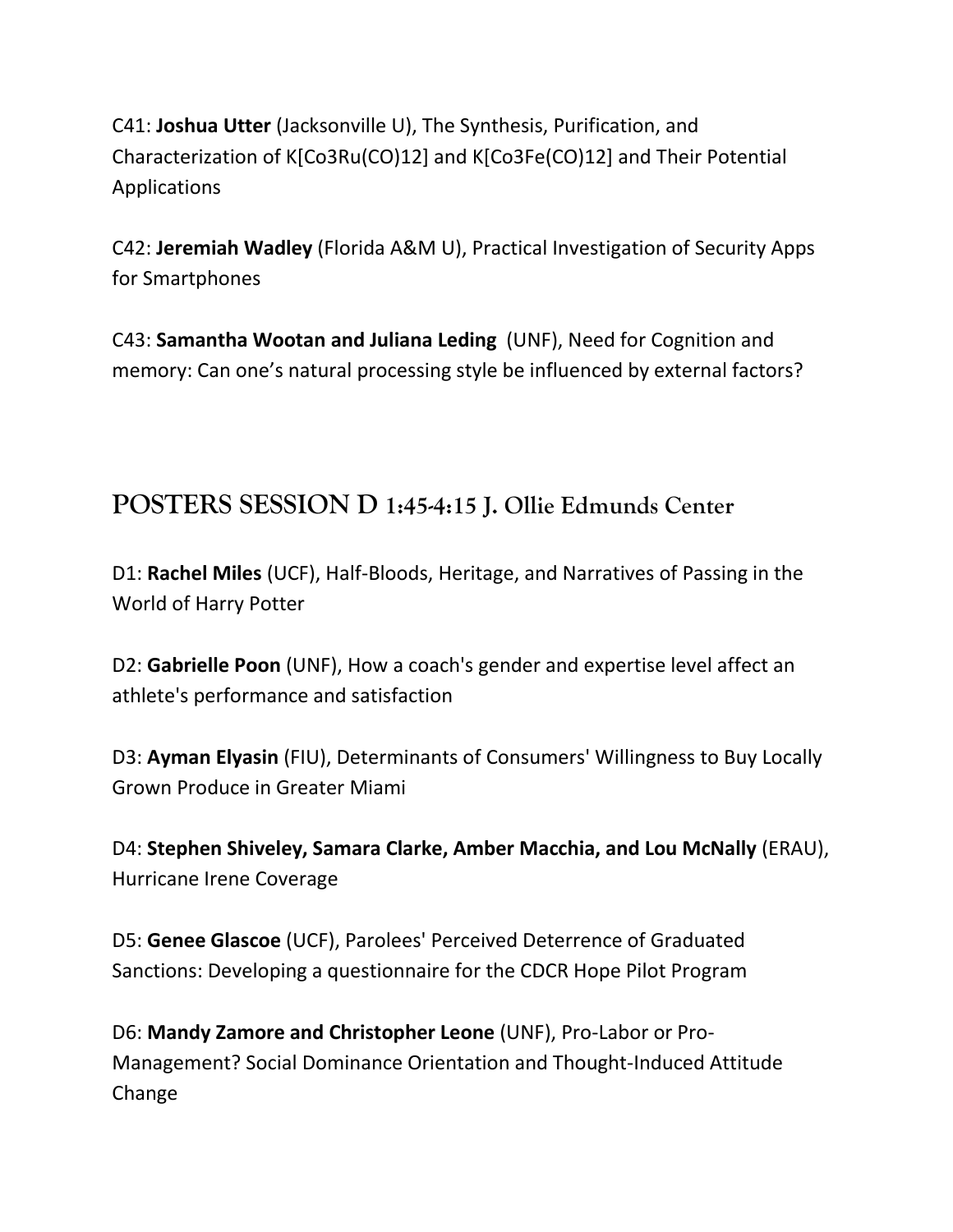C41: **Joshua Utter** (Jacksonville U), The Synthesis, Purification, and Characterization of $K[Co_3Ru(CO)_{12}]$ and $K[Co_3Fe(CO)_{12}]$ and Their Potential Applications

C42: **Jeremiah Wadley** (Florida A&M U), Practical Investigation of Security Apps for Smartphones

C43: **Samantha Wootan and Juliana Leding** (UNF), Need for Cognition and memory: Can one's natural processing style be influenced by external factors?

## POSTERS SESSION D 1:45-4:15 J. Ollie Edmunds Center

D1: **Rachel Miles** (UCF), Half-Bloods, Heritage, and Narratives of Passing in the World of Harry Potter

D2: **Gabrielle Poon** (UNF), How a coach's gender and expertise level affect an athlete's performance and satisfaction

D3: **Ayman Elyasin** (FIU), Determinants of Consumers' Willingness to Buy Locally Grown Produce in Greater Miami

D4: **Stephen Shiveley, Samara Clarke, Amber Macchia, and Lou McNally** (ERAU), Hurricane Irene Coverage

D5: **Genee Glascoe** (UCF), Parolees' Perceived Deterrence of Graduated Sanctions: Developing a questionnaire for the CDCR Hope Pilot Program

D6: **Mandy Zamore and Christopher Leone** (UNF), Pro-Labor or Pro-Management? Social Dominance Orientation and Thought-Induced Attitude Change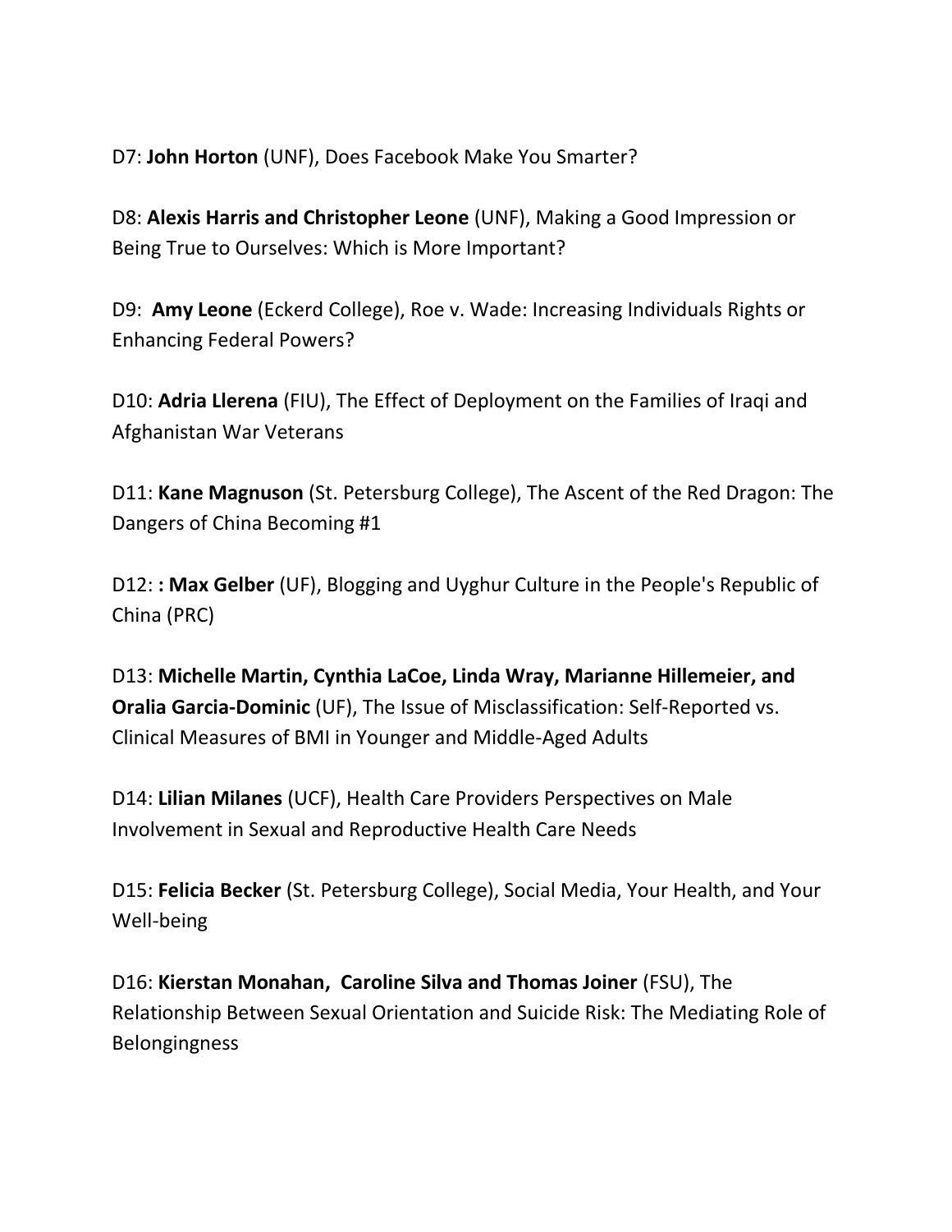D7: **John Horton** (UNF), Does Facebook Make You Smarter?

D8: **Alexis Harris and Christopher Leone** (UNF), Making a Good Impression or Being True to Ourselves: Which is More Important?

D9: **Amy Leone** (Eckerd College), Roe v. Wade: Increasing Individuals Rights or Enhancing Federal Powers?

D10: **Adria Llerena** (FIU), The Effect of Deployment on the Families of Iraqi and Afghanistan War Veterans

D11: **Kane Magnuson** (St. Petersburg College), The Ascent of the Red Dragon: The Dangers of China Becoming #1

D12: **: Max Gelber** (UF), Blogging and Uyghur Culture in the People's Republic of China (PRC)

D13: **Michelle Martin, Cynthia LaCoe, Linda Wray, Marianne Hillemeier, and Oralia Garcia-Dominic** (UF), The Issue of Misclassification: Self-Reported vs. Clinical Measures of BMI in Younger and Middle-Aged Adults

D14: **Lilian Milanes** (UCF), Health Care Providers Perspectives on Male Involvement in Sexual and Reproductive Health Care Needs

D15: **Felicia Becker** (St. Petersburg College), Social Media, Your Health, and Your Well-being

D16: **Kierstan Monahan, Caroline Silva and Thomas Joiner** (FSU), The Relationship Between Sexual Orientation and Suicide Risk: The Mediating Role of Belongingness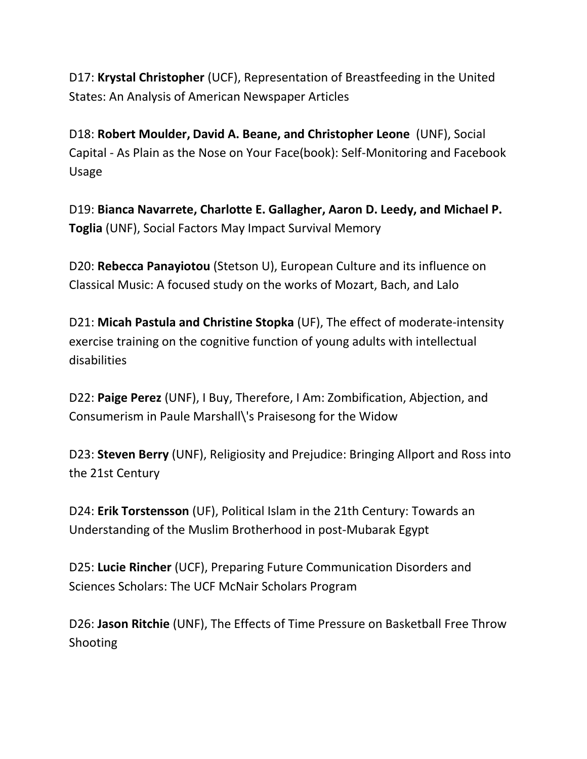D17: **Krystal Christopher** (UCF), Representation of Breastfeeding in the United States: An Analysis of American Newspaper Articles

D18: **Robert Moulder, David A. Beane, and Christopher Leone** (UNF), Social Capital - As Plain as the Nose on Your Face(book): Self-Monitoring and Facebook Usage

D19: **Bianca Navarrete, Charlotte E. Gallagher, Aaron D. Leedy, and Michael P. Toglia** (UNF), Social Factors May Impact Survival Memory

D20: **Rebecca Panayiotou** (Stetson U), European Culture and its influence on Classical Music: A focused study on the works of Mozart, Bach, and Lalo

D21: **Micah Pastula and Christine Stopka** (UF), The effect of moderate-intensity exercise training on the cognitive function of young adults with intellectual disabilities

D22: **Paige Perez** (UNF), I Buy, Therefore, I Am: Zombification, Abjection, and Consumerism in Paule Marshall\'s Praisesong for the Widow

D23: **Steven Berry** (UNF), Religiosity and Prejudice: Bringing Allport and Ross into the 21st Century

D24: **Erik Torstensson** (UF), Political Islam in the 21th Century: Towards an Understanding of the Muslim Brotherhood in post-Mubarak Egypt

D25: **Lucie Rincher** (UCF), Preparing Future Communication Disorders and Sciences Scholars: The UCF McNair Scholars Program

D26: **Jason Ritchie** (UNF), The Effects of Time Pressure on Basketball Free Throw Shooting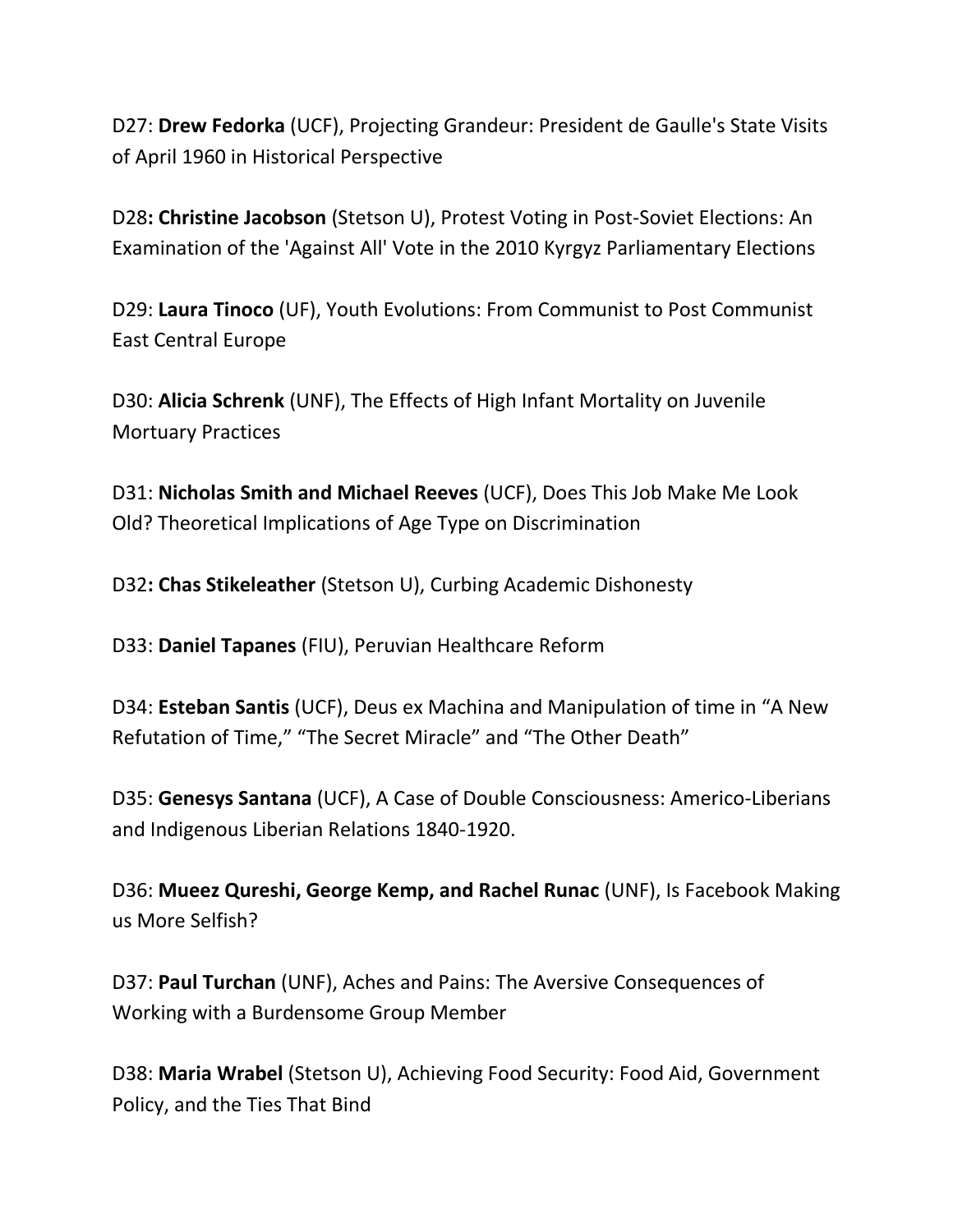D27: **Drew Fedorka** (UCF), Projecting Grandeur: President de Gaulle's State Visits of April 1960 in Historical Perspective

D28**: Christine Jacobson** (Stetson U), Protest Voting in Post-Soviet Elections: An Examination of the 'Against All' Vote in the 2010 Kyrgyz Parliamentary Elections

D29: **Laura Tinoco** (UF), Youth Evolutions: From Communist to Post Communist East Central Europe

D30: **Alicia Schrenk** (UNF), The Effects of High Infant Mortality on Juvenile Mortuary Practices

D31: **Nicholas Smith and Michael Reeves** (UCF), Does This Job Make Me Look Old? Theoretical Implications of Age Type on Discrimination

D32**: Chas Stikeleather** (Stetson U), Curbing Academic Dishonesty

D33: **Daniel Tapanes** (FIU), Peruvian Healthcare Reform

D34: **Esteban Santis** (UCF), Deus ex Machina and Manipulation of time in "A New Refutation of Time," "The Secret Miracle" and "The Other Death"

D35: **Genesys Santana** (UCF), A Case of Double Consciousness: Americo-Liberians and Indigenous Liberian Relations 1840-1920.

D36: **Mueez Qureshi, George Kemp, and Rachel Runac** (UNF), Is Facebook Making us More Selfish?

D37: **Paul Turchan** (UNF), Aches and Pains: The Aversive Consequences of Working with a Burdensome Group Member

D38: **Maria Wrabel** (Stetson U), Achieving Food Security: Food Aid, Government Policy, and the Ties That Bind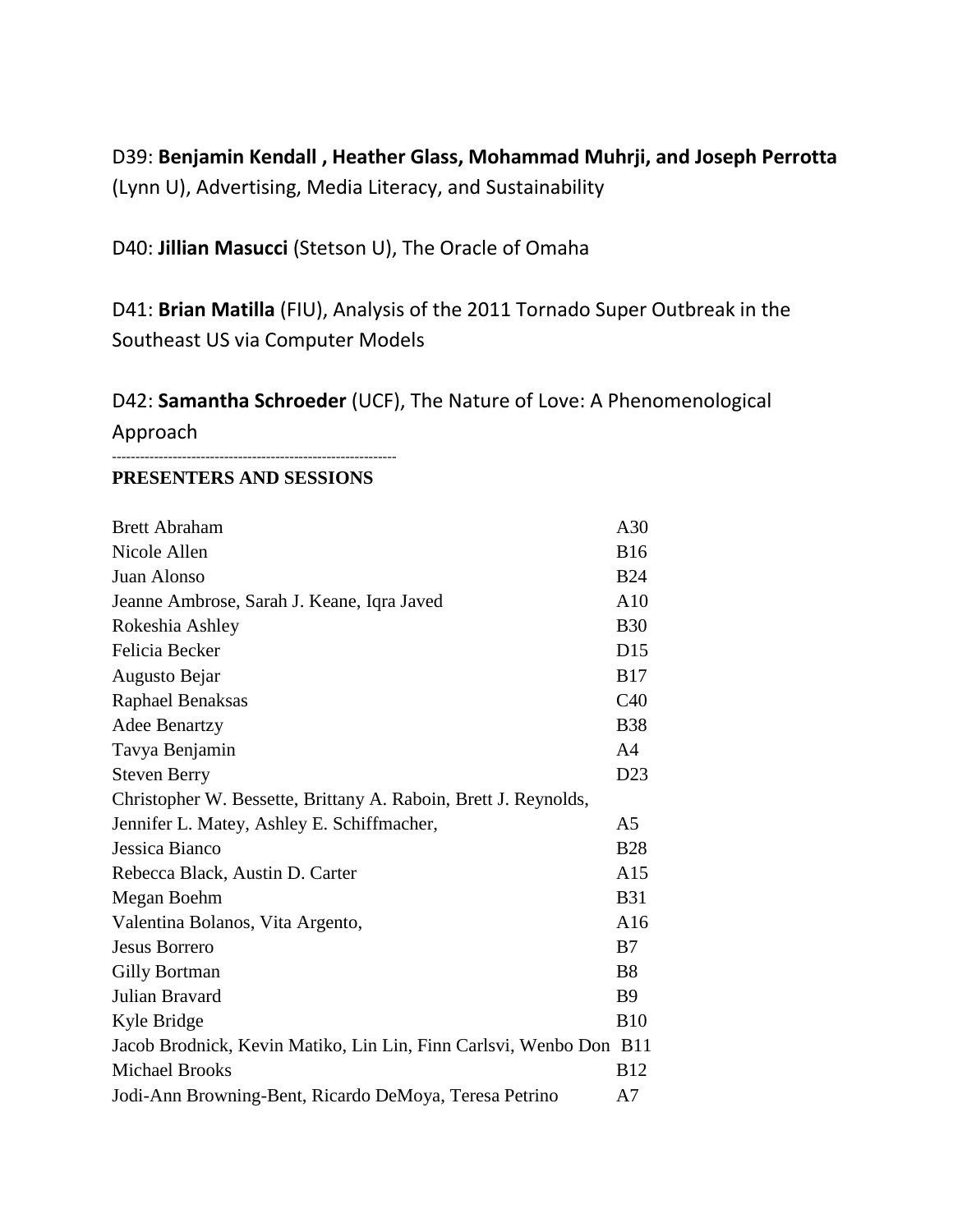D39: **Benjamin Kendall , Heather Glass, Mohammad Muhrji, and Joseph Perrotta** (Lynn U), Advertising, Media Literacy, and Sustainability

D40: **Jillian Masucci** (Stetson U), The Oracle of Omaha

D41: **Brian Matilla** (FIU), Analysis of the 2011 Tornado Super Outbreak in the Southeast US via Computer Models

D42: **Samantha Schroeder** (UCF), The Nature of Love: A Phenomenological Approach

------------------------------------------------------------

**PRESENTERS AND SESSIONS**

| | |
|---|---|
| Brett Abraham | A30 |
| Nicole Allen | B16 |
| Juan Alonso | B24 |
| Jeanne Ambrose, Sarah J. Keane, Iqra Javed | A10 |
| Rokeshia Ashley | B30 |
| Felicia Becker | D15 |
| Augusto Bejar | B17 |
| Raphael Benaksas | C40 |
| Adee Benartzy | B38 |
| Tavya Benjamin | A4 |
| Steven Berry | D23 |
| Christopher W. Bessette, Brittany A. Raboin, Brett J. Reynolds, Jennifer L. Matey, Ashley E. Schiffmacher, | A5 |
| Jessica Bianco | B28 |
| Rebecca Black, Austin D. Carter | A15 |
| Megan Boehm | B31 |
| Valentina Bolanos, Vita Argento, | A16 |
| Jesus Borrero | B7 |
| Gilly Bortman | B8 |
| Julian Bravard | B9 |
| Kyle Bridge | B10 |
| Jacob Brodnick, Kevin Matiko, Lin Lin, Finn Carlsvi, Wenbo Don | B11 |
| Michael Brooks | B12 |
| Jodi-Ann Browning-Bent, Ricardo DeMoya, Teresa Petrino | A7 |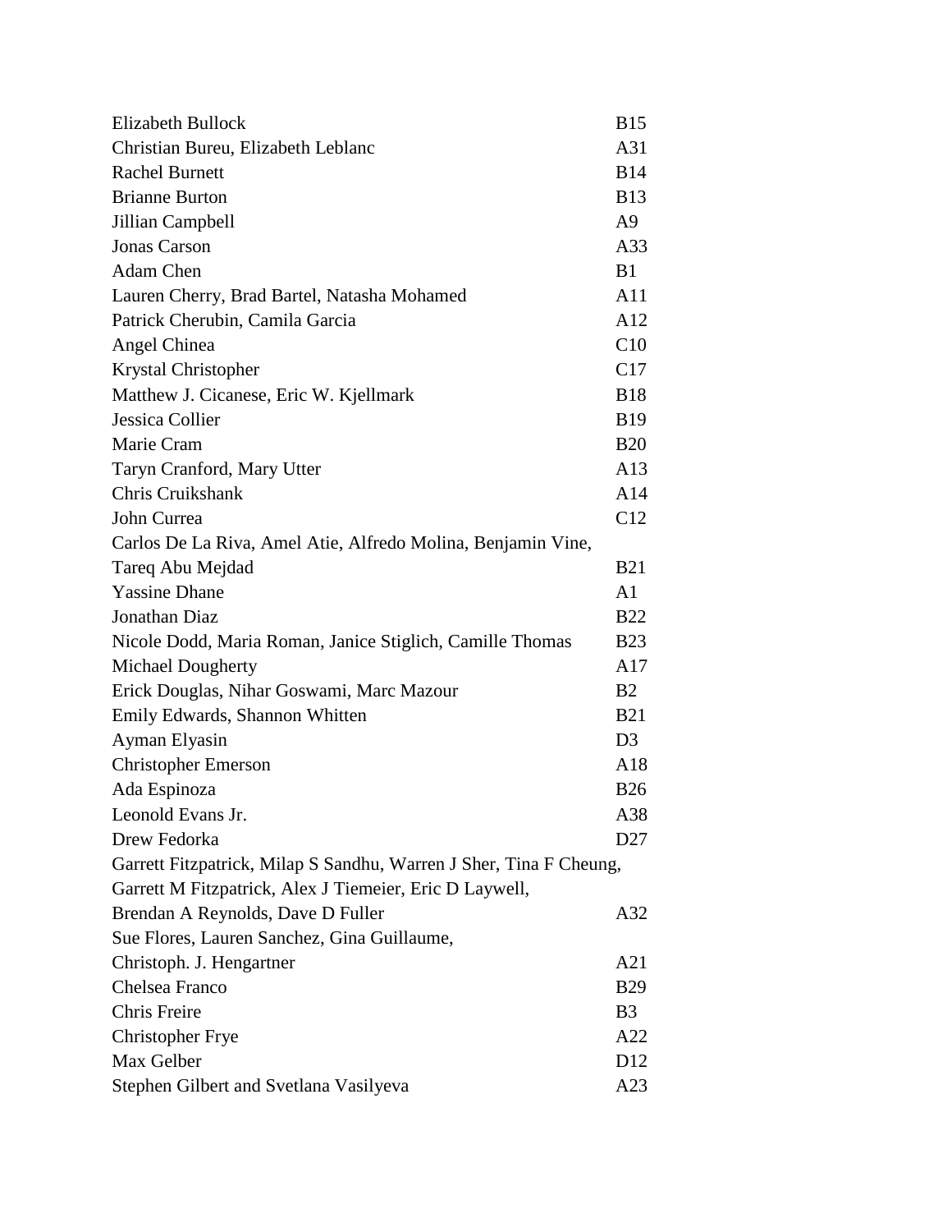| | |
|---|---|
| Elizabeth Bullock | B15 |
| Christian Bureu, Elizabeth Leblanc | A31 |
| Rachel Burnett | B14 |
| Brianne Burton | B13 |
| Jillian Campbell | A9 |
| Jonas Carson | A33 |
| Adam Chen | B1 |
| Lauren Cherry, Brad Bartel, Natasha Mohamed | A11 |
| Patrick Cherubin, Camila Garcia | A12 |
| Angel Chinea | C10 |
| Krystal Christopher | C17 |
| Matthew J. Cicanese, Eric W. Kjellmark | B18 |
| Jessica Collier | B19 |
| Marie Cram | B20 |
| Taryn Cranford, Mary Utter | A13 |
| Chris Cruikshank | A14 |
| John Currea | C12 |
| Carlos De La Riva, Amel Atie, Alfredo Molina, Benjamin Vine, Tareq Abu Mejdad | B21 |
| Yassine Dhane | A1 |
| Jonathan Diaz | B22 |
| Nicole Dodd, Maria Roman, Janice Stiglich, Camille Thomas | B23 |
| Michael Dougherty | A17 |
| Erick Douglas, Nihar Goswami, Marc Mazour | B2 |
| Emily Edwards, Shannon Whitten | B21 |
| Ayman Elyasin | D3 |
| Christopher Emerson | A18 |
| Ada Espinoza | B26 |
| Leonold Evans Jr. | A38 |
| Drew Fedorka | D27 |
| Garrett Fitzpatrick, Milap S Sandhu, Warren J Sher, Tina F Cheung, Garrett M Fitzpatrick, Alex J Tiemeier, Eric D Laywell, Brendan A Reynolds, Dave D Fuller | A32 |
| Sue Flores, Lauren Sanchez, Gina Guillaume, Christoph. J. Hengartner | A21 |
| Chelsea Franco | B29 |
| Chris Freire | B3 |
| Christopher Frye | A22 |
| Max Gelber | D12 |
| Stephen Gilbert and Svetlana Vasilyeva | A23 |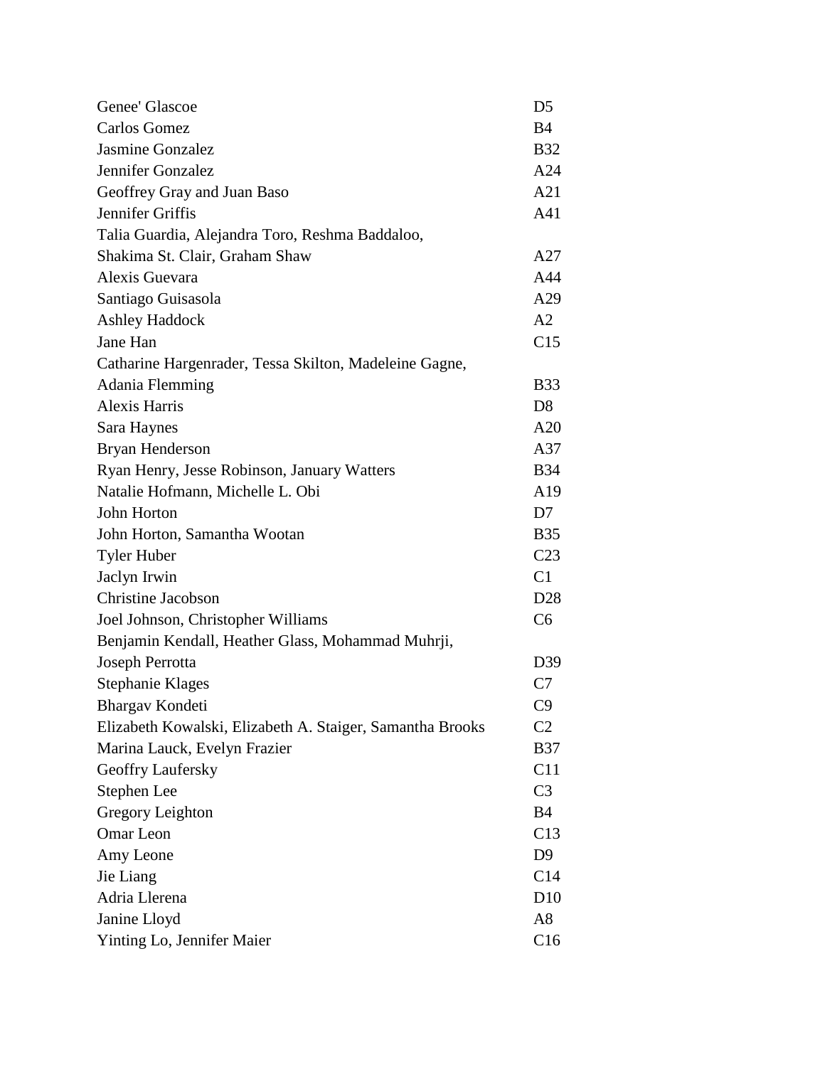| | |
|---|---|
| Genee' Glascoe | D5 |
| Carlos Gomez | B4 |
| Jasmine Gonzalez | B32 |
| Jennifer Gonzalez | A24 |
| Geoffrey Gray and Juan Baso | A21 |
| Jennifer Griffis | A41 |
| Talia Guardia, Alejandra Toro, Reshma Baddaloo, Shakima St. Clair, Graham Shaw | A27 |
| Alexis Guevara | A44 |
| Santiago Guisasola | A29 |
| Ashley Haddock | A2 |
| Jane Han | C15 |
| Catharine Hargenrader, Tessa Skilton, Madeleine Gagne, Adania Flemming | B33 |
| Alexis Harris | D8 |
| Sara Haynes | A20 |
| Bryan Henderson | A37 |
| Ryan Henry, Jesse Robinson, January Watters | B34 |
| Natalie Hofmann, Michelle L. Obi | A19 |
| John Horton | D7 |
| John Horton, Samantha Wootan | B35 |
| Tyler Huber | C23 |
| Jaclyn Irwin | C1 |
| Christine Jacobson | D28 |
| Joel Johnson, Christopher Williams | C6 |
| Benjamin Kendall, Heather Glass, Mohammad Muhrji, Joseph Perrotta | D39 |
| Stephanie Klages | C7 |
| Bhargav Kondeti | C9 |
| Elizabeth Kowalski, Elizabeth A. Staiger, Samantha Brooks | C2 |
| Marina Lauck, Evelyn Frazier | B37 |
| Geoffry Laufersky | C11 |
| Stephen Lee | C3 |
| Gregory Leighton | B4 |
| Omar Leon | C13 |
| Amy Leone | D9 |
| Jie Liang | C14 |
| Adria Llerena | D10 |
| Janine Lloyd | A8 |
| Yinting Lo, Jennifer Maier | C16 |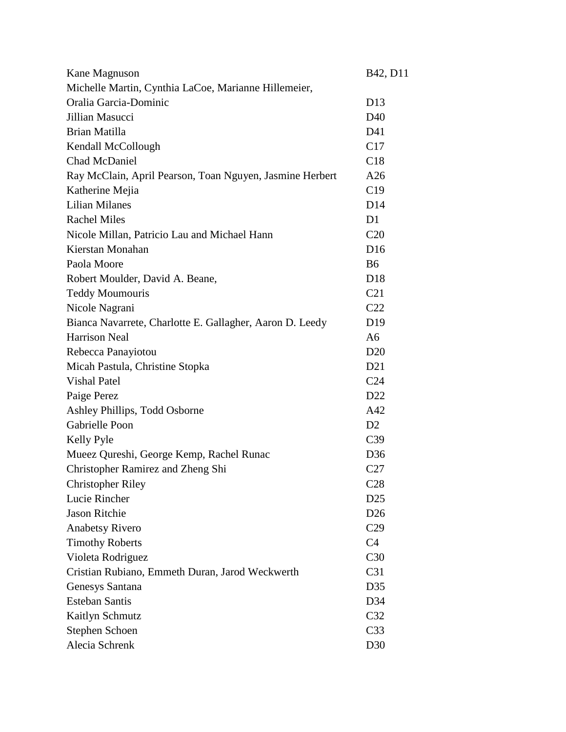| | |
|---|---|
| Kane Magnuson | B42, D11 |
| Michelle Martin, Cynthia LaCoe, Marianne Hillemeier, Oralia Garcia-Dominic | D13 |
| Jillian Masucci | D40 |
| Brian Matilla | D41 |
| Kendall McCollough | C17 |
| Chad McDaniel | C18 |
| Ray McClain, April Pearson, Toan Nguyen, Jasmine Herbert | A26 |
| Katherine Mejia | C19 |
| Lilian Milanes | D14 |
| Rachel Miles | D1 |
| Nicole Millan, Patricio Lau and Michael Hann | C20 |
| Kierstan Monahan | D16 |
| Paola Moore | B6 |
| Robert Moulder, David A. Beane, | D18 |
| Teddy Moumouris | C21 |
| Nicole Nagrani | C22 |
| Bianca Navarrete, Charlotte E. Gallagher, Aaron D. Leedy | D19 |
| Harrison Neal | A6 |
| Rebecca Panayiotou | D20 |
| Micah Pastula, Christine Stopka | D21 |
| Vishal Patel | C24 |
| Paige Perez | D22 |
| Ashley Phillips, Todd Osborne | A42 |
| Gabrielle Poon | D2 |
| Kelly Pyle | C39 |
| Mueez Qureshi, George Kemp, Rachel Runac | D36 |
| Christopher Ramirez and Zheng Shi | C27 |
| Christopher Riley | C28 |
| Lucie Rincher | D25 |
| Jason Ritchie | D26 |
| Anabetsy Rivero | C29 |
| Timothy Roberts | C4 |
| Violeta Rodriguez | C30 |
| Cristian Rubiano, Emmeth Duran, Jarod Weckwerth | C31 |
| Genesys Santana | D35 |
| Esteban Santis | D34 |
| Kaitlyn Schmutz | C32 |
| Stephen Schoen | C33 |
| Alecia Schrenk | D30 |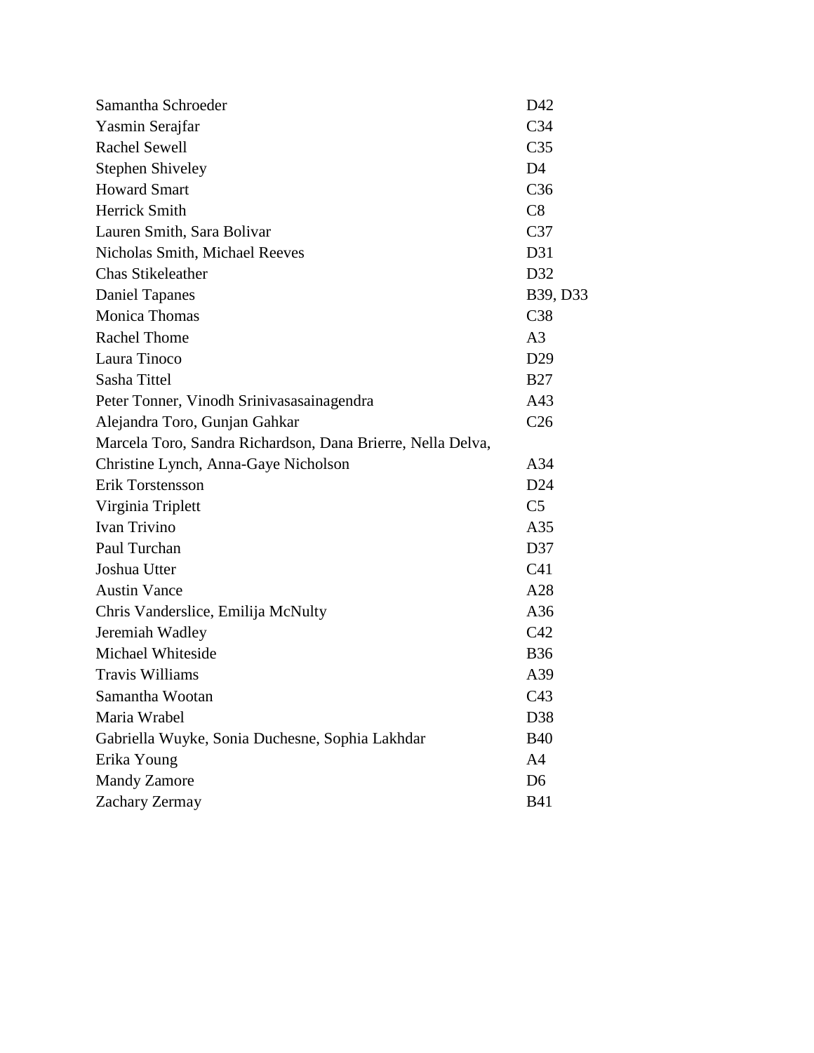| | |
|---|---|
| Samantha Schroeder | D42 |
| Yasmin Serajfar | C34 |
| Rachel Sewell | C35 |
| Stephen Shiveley | D4 |
| Howard Smart | C36 |
| Herrick Smith | C8 |
| Lauren Smith, Sara Bolivar | C37 |
| Nicholas Smith, Michael Reeves | D31 |
| Chas Stikeleather | D32 |
| Daniel Tapanes | B39, D33 |
| Monica Thomas | C38 |
| Rachel Thome | A3 |
| Laura Tinoco | D29 |
| Sasha Tittel | B27 |
| Peter Tonner, Vinodh Srinivasasainagendra | A43 |
| Alejandra Toro, Gunjan Gahkar | C26 |
| Marcela Toro, Sandra Richardson, Dana Brierre, Nella Delva, Christine Lynch, Anna-Gaye Nicholson | A34 |
| Erik Torstensson | D24 |
| Virginia Triplett | C5 |
| Ivan Trivino | A35 |
| Paul Turchan | D37 |
| Joshua Utter | C41 |
| Austin Vance | A28 |
| Chris Vanderslice, Emilija McNulty | A36 |
| Jeremiah Wadley | C42 |
| Michael Whiteside | B36 |
| Travis Williams | A39 |
| Samantha Wootan | C43 |
| Maria Wrabel | D38 |
| Gabriella Wuyke, Sonia Duchesne, Sophia Lakhdar | B40 |
| Erika Young | A4 |
| Mandy Zamore | D6 |
| Zachary Zermay | B41 |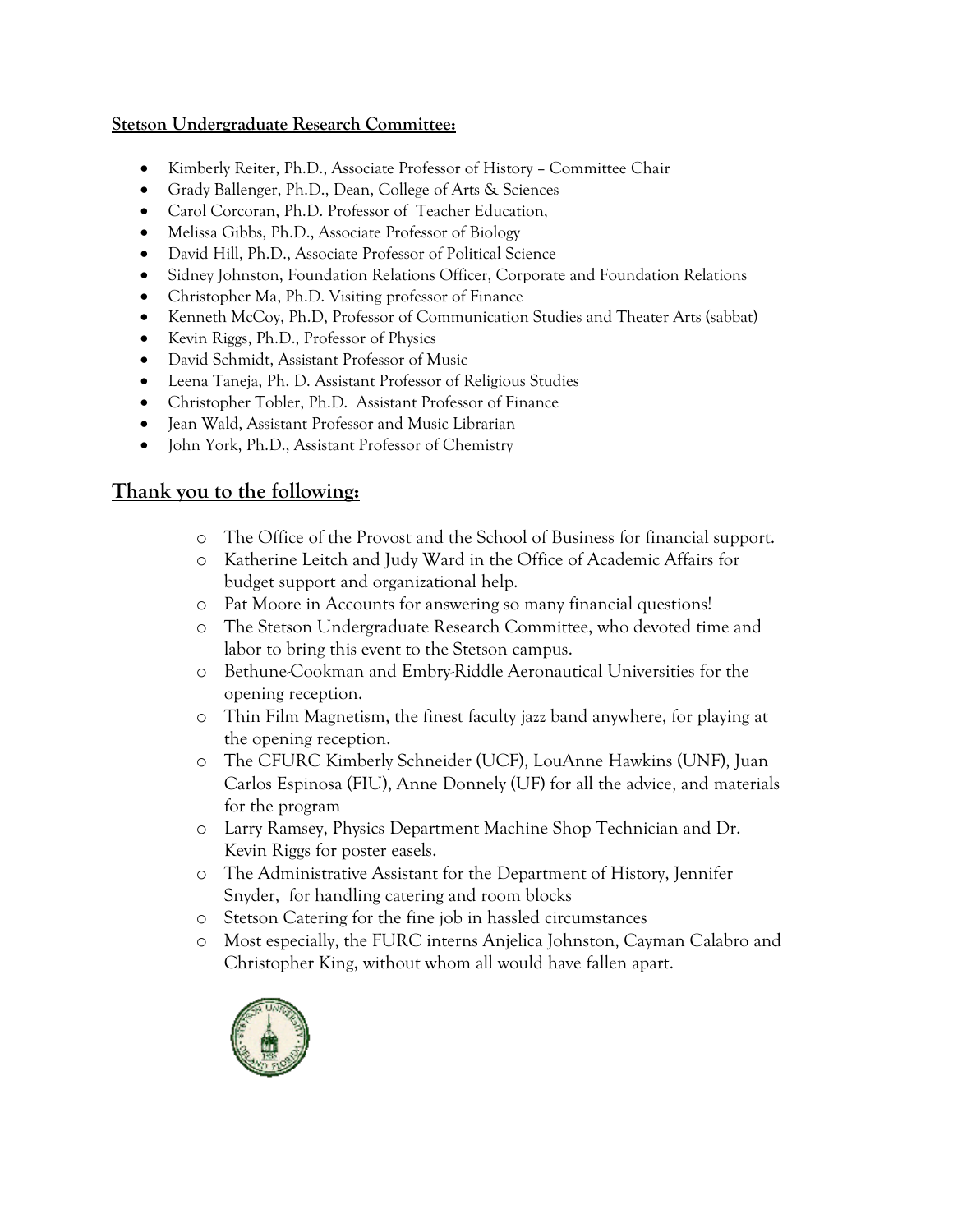**Stetson Undergraduate Research Committee:**

- Kimberly Reiter, Ph.D., Associate Professor of History – Committee Chair
- Grady Ballenger, Ph.D., Dean, College of Arts & Sciences
- Carol Corcoran, Ph.D. Professor of Teacher Education,
- Melissa Gibbs, Ph.D., Associate Professor of Biology
- David Hill, Ph.D., Associate Professor of Political Science
- Sidney Johnston, Foundation Relations Officer, Corporate and Foundation Relations
- Christopher Ma, Ph.D. Visiting professor of Finance
- Kenneth McCoy, Ph.D, Professor of Communication Studies and Theater Arts (sabbat)
- Kevin Riggs, Ph.D., Professor of Physics
- David Schmidt, Assistant Professor of Music
- Leena Taneja, Ph. D. Assistant Professor of Religious Studies
- Christopher Tobler, Ph.D. Assistant Professor of Finance
- Jean Wald, Assistant Professor and Music Librarian
- John York, Ph.D., Assistant Professor of Chemistry

## Thank you to the following:

- The Office of the Provost and the School of Business for financial support.
- Katherine Leitch and Judy Ward in the Office of Academic Affairs for budget support and organizational help.
- Pat Moore in Accounts for answering so many financial questions!
- The Stetson Undergraduate Research Committee, who devoted time and labor to bring this event to the Stetson campus.
- Bethune-Cookman and Embry-Riddle Aeronautical Universities for the opening reception.
- Thin Film Magnetism, the finest faculty jazz band anywhere, for playing at the opening reception.
- The CFURC Kimberly Schneider (UCF), LouAnne Hawkins (UNF), Juan Carlos Espinosa (FIU), Anne Donnely (UF) for all the advice, and materials for the program
- Larry Ramsey, Physics Department Machine Shop Technician and Dr. Kevin Riggs for poster easels.
- The Administrative Assistant for the Department of History, Jennifer Snyder, for handling catering and room blocks
- Stetson Catering for the fine job in hassled circumstances
- Most especially, the FURC interns Anjelica Johnston, Cayman Calabro and Christopher King, without whom all would have fallen apart.